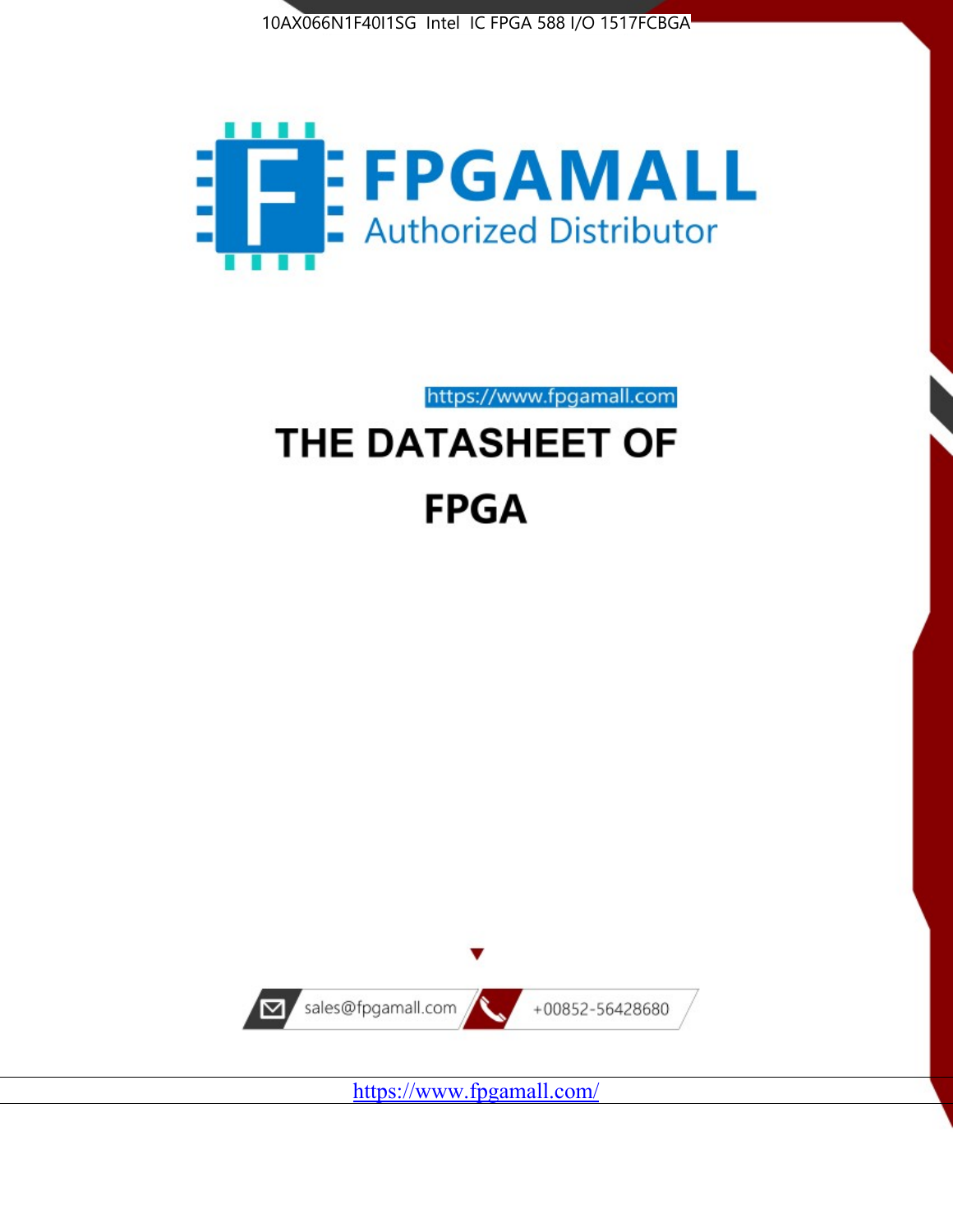10AX066N1F40I1SG Intel IC FPGA 588 I/O 1517FCBGA

FPGAMALL
Authorized Distributor

https://www.fpgamall.com

# THE DATASHEET OF

# FPGA

sales@fpgamall.com

+00852-56428680

https://www.fpgamall.com/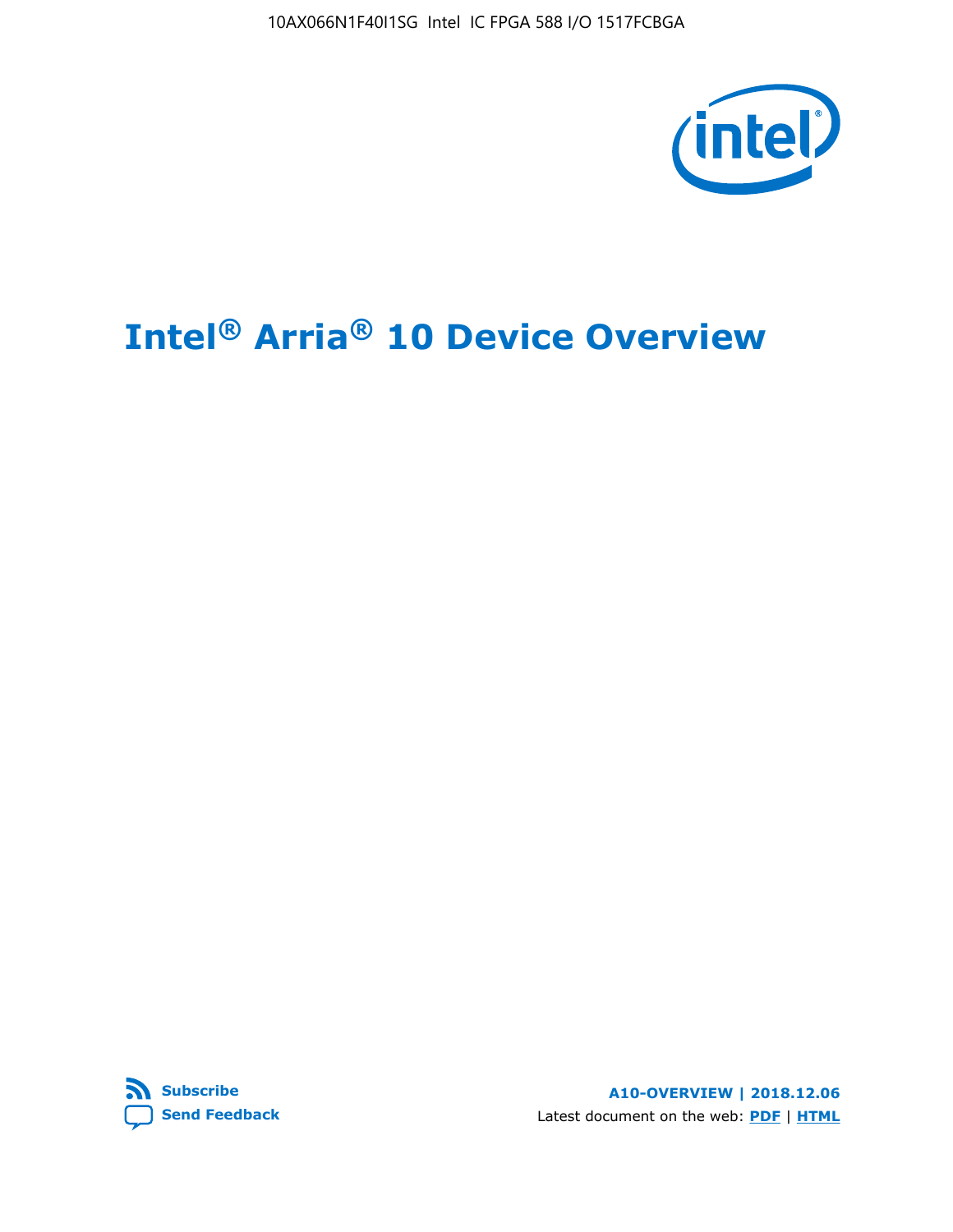# Intel® Arria® 10 Device Overview

A10-OVERVIEW | 2018.12.06

Latest document on the web: **PDF** | **HTML**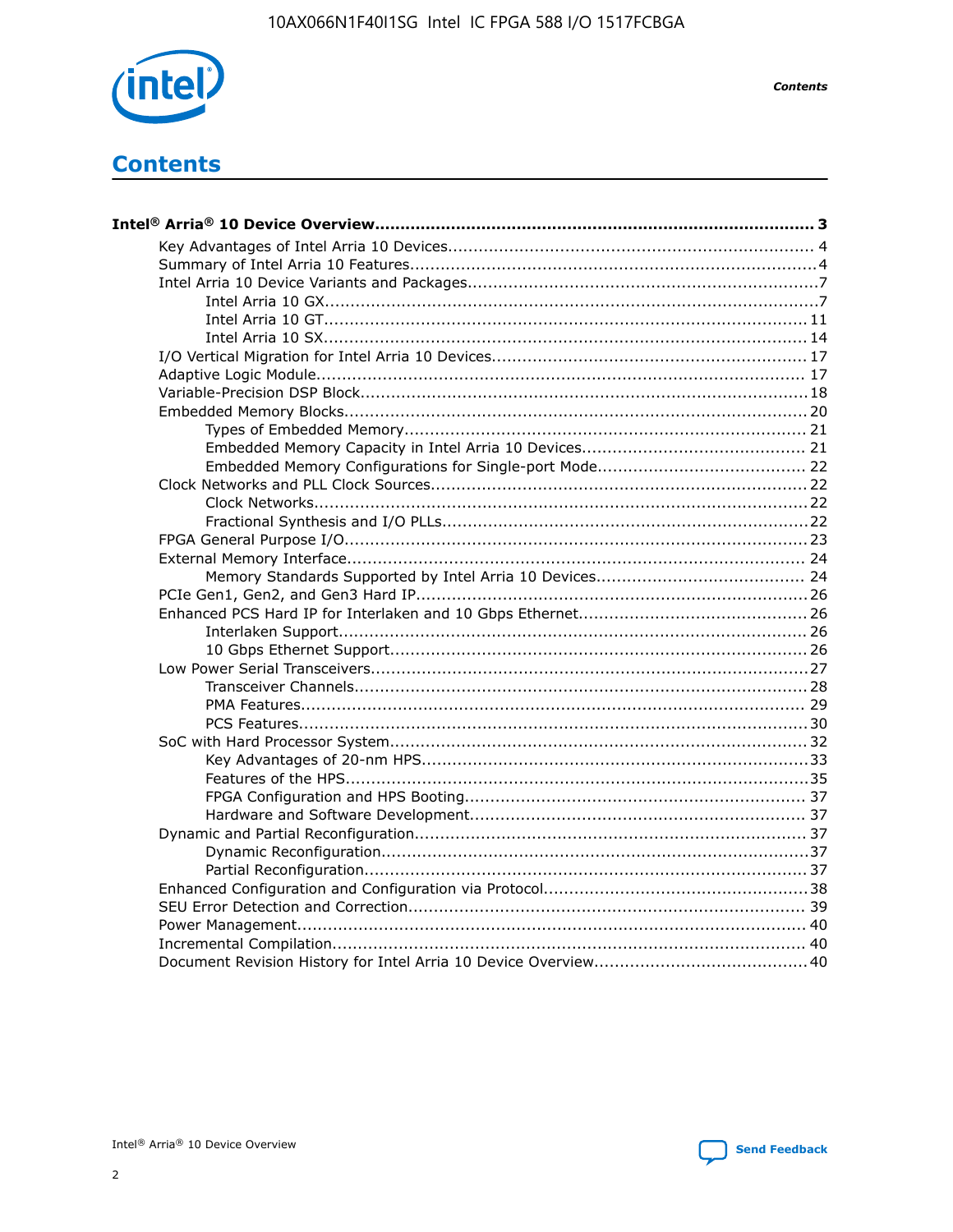# Contents

**Intel® Arria® 10 Device Overview....................................................................................... 3**

- Key Advantages of Intel Arria 10 Devices........................................................................ 4
- Summary of Intel Arria 10 Features................................................................................4
- Intel Arria 10 Device Variants and Packages.....................................................................7
  - Intel Arria 10 GX.................................................................................................7
  - Intel Arria 10 GT............................................................................................... 11
  - Intel Arria 10 SX............................................................................................... 14
- I/O Vertical Migration for Intel Arria 10 Devices.............................................................. 17
- Adaptive Logic Module................................................................................................ 17
- Variable-Precision DSP Block.......................................................................................18
- Embedded Memory Blocks........................................................................................... 20
  - Types of Embedded Memory............................................................................... 21
  - Embedded Memory Capacity in Intel Arria 10 Devices............................................ 21
  - Embedded Memory Configurations for Single-port Mode......................................... 22
- Clock Networks and PLL Clock Sources.........................................................................22
  - Clock Networks.................................................................................................22
  - Fractional Synthesis and I/O PLLs........................................................................22
- FPGA General Purpose I/O.......................................................................................... 23
- External Memory Interface.......................................................................................... 24
  - Memory Standards Supported by Intel Arria 10 Devices......................................... 24
- PCIe Gen1, Gen2, and Gen3 Hard IP.............................................................................26
- Enhanced PCS Hard IP for Interlaken and 10 Gbps Ethernet.............................................26
  - Interlaken Support............................................................................................ 26
  - 10 Gbps Ethernet Support.................................................................................. 26
- Low Power Serial Transceivers.....................................................................................27
  - Transceiver Channels.........................................................................................28
  - PMA Features................................................................................................... 29
  - PCS Features....................................................................................................30
- SoC with Hard Processor System..................................................................................32
  - Key Advantages of 20-nm HPS............................................................................33
  - Features of the HPS...........................................................................................35
  - FPGA Configuration and HPS Booting................................................................... 37
  - Hardware and Software Development.................................................................. 37
- Dynamic and Partial Reconfiguration.............................................................................37
  - Dynamic Reconfiguration....................................................................................37
  - Partial Reconfiguration.......................................................................................37
- Enhanced Configuration and Configuration via Protocol....................................................38
- SEU Error Detection and Correction.............................................................................. 39
- Power Management.................................................................................................... 40
- Incremental Compilation............................................................................................. 40
- Document Revision History for Intel Arria 10 Device Overview..........................................40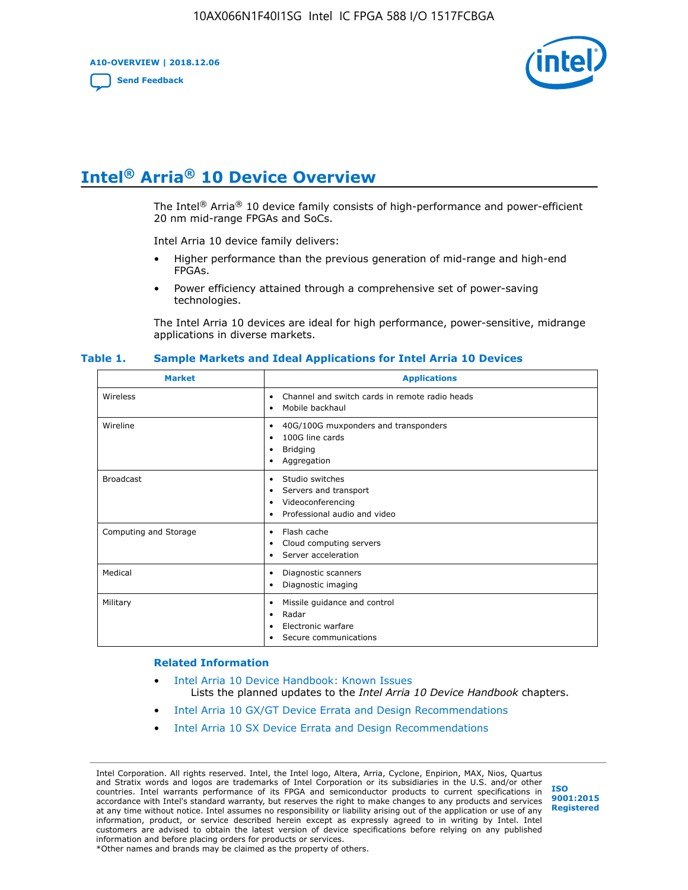# Intel® Arria® 10 Device Overview

The Intel® Arria® 10 device family consists of high-performance and power-efficient 20 nm mid-range FPGAs and SoCs.

Intel Arria 10 device family delivers:

- Higher performance than the previous generation of mid-range and high-end FPGAs.
- Power efficiency attained through a comprehensive set of power-saving technologies.

The Intel Arria 10 devices are ideal for high performance, power-sensitive, midrange applications in diverse markets.

**Table 1. Sample Markets and Ideal Applications for Intel Arria 10 Devices**

| Market | Applications |
| --- | --- |
| Wireless | • Channel and switch cards in remote radio heads<br>• Mobile backhaul |
| Wireline | • 40G/100G muxponders and transponders<br>• 100G line cards<br>• Bridging<br>• Aggregation |
| Broadcast | • Studio switches<br>• Servers and transport<br>• Videoconferencing<br>• Professional audio and video |
| Computing and Storage | • Flash cache<br>• Cloud computing servers<br>• Server acceleration |
| Medical | • Diagnostic scanners<br>• Diagnostic imaging |
| Military | • Missile guidance and control<br>• Radar<br>• Electronic warfare<br>• Secure communications |

### Related Information

- Intel Arria 10 Device Handbook: Known Issues
  Lists the planned updates to the *Intel Arria 10 Device Handbook* chapters.
- Intel Arria 10 GX/GT Device Errata and Design Recommendations
- Intel Arria 10 SX Device Errata and Design Recommendations

Intel Corporation. All rights reserved. Intel, the Intel logo, Altera, Arria, Cyclone, Enpirion, MAX, Nios, Quartus and Stratix words and logos are trademarks of Intel Corporation or its subsidiaries in the U.S. and/or other countries. Intel warrants performance of its FPGA and semiconductor products to current specifications in accordance with Intel's standard warranty, but reserves the right to make changes to any products and services at any time without notice. Intel assumes no responsibility or liability arising out of the application or use of any information, product, or service described herein except as expressly agreed to in writing by Intel. Intel customers are advised to obtain the latest version of device specifications before relying on any published information and before placing orders for products or services.
*Other names and brands may be claimed as the property of others.

ISO 9001:2015 Registered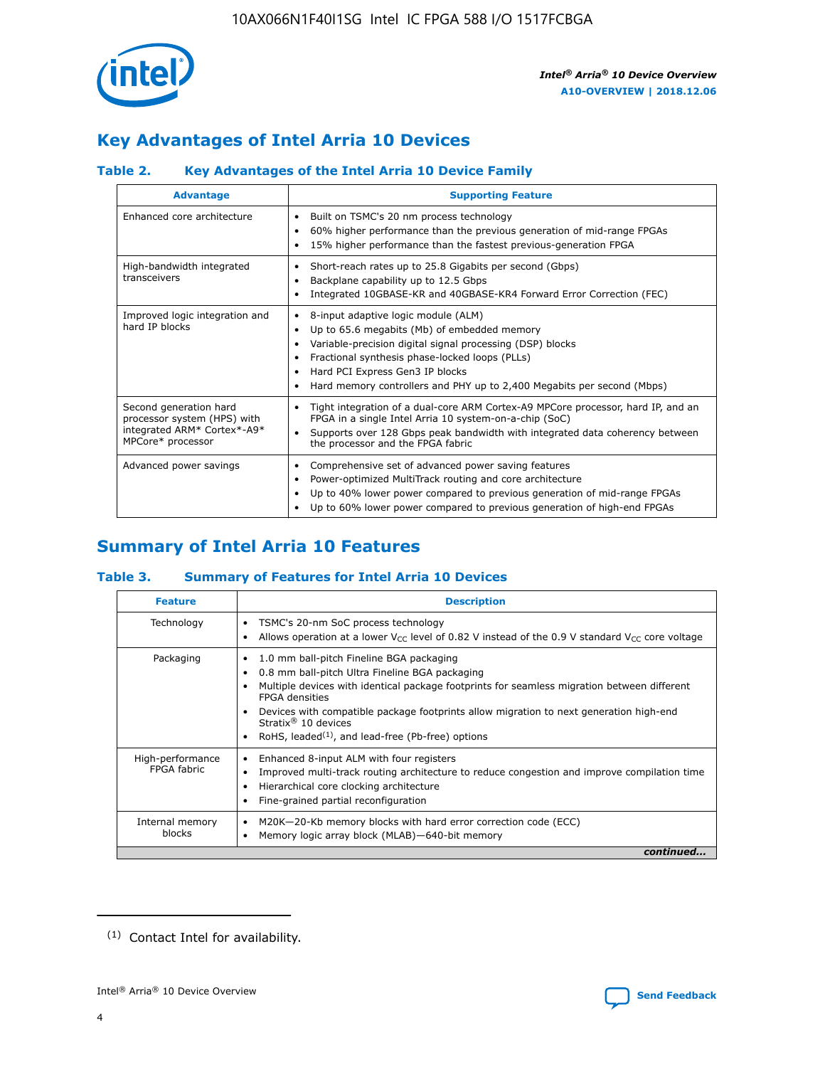## Key Advantages of Intel Arria 10 Devices

### Table 2. Key Advantages of the Intel Arria 10 Device Family

| Advantage | Supporting Feature |
|---|---|
| Enhanced core architecture | • Built on TSMC's 20 nm process technology<br>• 60% higher performance than the previous generation of mid-range FPGAs<br>• 15% higher performance than the fastest previous-generation FPGA |
| High-bandwidth integrated transceivers | • Short-reach rates up to 25.8 Gigabits per second (Gbps)<br>• Backplane capability up to 12.5 Gbps<br>• Integrated 10GBASE-KR and 40GBASE-KR4 Forward Error Correction (FEC) |
| Improved logic integration and hard IP blocks | • 8-input adaptive logic module (ALM)<br>• Up to 65.6 megabits (Mb) of embedded memory<br>• Variable-precision digital signal processing (DSP) blocks<br>• Fractional synthesis phase-locked loops (PLLs)<br>• Hard PCI Express Gen3 IP blocks<br>• Hard memory controllers and PHY up to 2,400 Megabits per second (Mbps) |
| Second generation hard processor system (HPS) with integrated ARM* Cortex*-A9* MPCore* processor | • Tight integration of a dual-core ARM Cortex-A9 MPCore processor, hard IP, and an FPGA in a single Intel Arria 10 system-on-a-chip (SoC)<br>• Supports over 128 Gbps peak bandwidth with integrated data coherency between the processor and the FPGA fabric |
| Advanced power savings | • Comprehensive set of advanced power saving features<br>• Power-optimized MultiTrack routing and core architecture<br>• Up to 40% lower power compared to previous generation of mid-range FPGAs<br>• Up to 60% lower power compared to previous generation of high-end FPGAs |

## Summary of Intel Arria 10 Features

### Table 3. Summary of Features for Intel Arria 10 Devices

| Feature | Description |
|---|---|
| Technology | • TSMC's 20-nm SoC process technology<br>• Allows operation at a lower $V_{CC}$ level of 0.82 V instead of the 0.9 V standard $V_{CC}$ core voltage |
| Packaging | • 1.0 mm ball-pitch Fineline BGA packaging<br>• 0.8 mm ball-pitch Ultra Fineline BGA packaging<br>• Multiple devices with identical package footprints for seamless migration between different FPGA densities<br>• Devices with compatible package footprints allow migration to next generation high-end Stratix® 10 devices<br>• RoHS, leaded[(1)], and lead-free (Pb-free) options |
| High-performance FPGA fabric | • Enhanced 8-input ALM with four registers<br>• Improved multi-track routing architecture to reduce congestion and improve compilation time<br>• Hierarchical core clocking architecture<br>• Fine-grained partial reconfiguration |
| Internal memory blocks | • M20K—20-Kb memory blocks with hard error correction code (ECC)<br>• Memory logic array block (MLAB)—640-bit memory |

*continued...*

(1) Contact Intel for availability.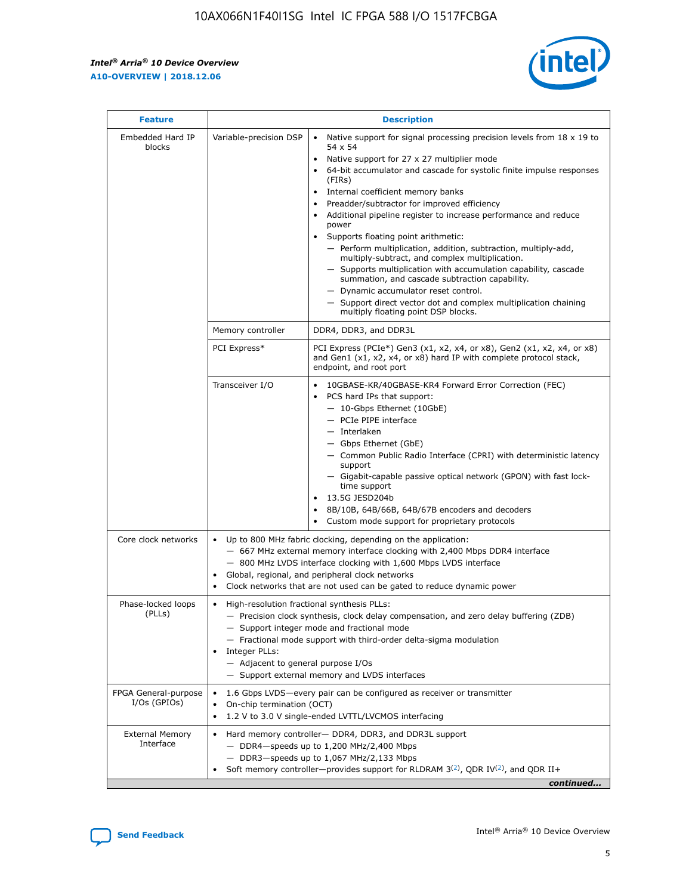| Feature | | Description |
|---|---|---|
| Embedded Hard IP blocks | Variable-precision DSP | • Native support for signal processing precision levels from 18 x 19 to 54 x 54<br>• Native support for 27 x 27 multiplier mode<br>• 64-bit accumulator and cascade for systolic finite impulse responses (FIRs)<br>• Internal coefficient memory banks<br>• Preadder/subtractor for improved efficiency<br>• Additional pipeline register to increase performance and reduce power<br>• Supports floating point arithmetic:<br>— Perform multiplication, addition, subtraction, multiply-add, multiply-subtract, and complex multiplication.<br>— Supports multiplication with accumulation capability, cascade summation, and cascade subtraction capability.<br>— Dynamic accumulator reset control.<br>— Support direct vector dot and complex multiplication chaining multiply floating point DSP blocks. |
| | Memory controller | DDR4, DDR3, and DDR3L |
| | PCI Express* | PCI Express (PCIe*) Gen3 (x1, x2, x4, or x8), Gen2 (x1, x2, x4, or x8) and Gen1 (x1, x2, x4, or x8) hard IP with complete protocol stack, endpoint, and root port |
| | Transceiver I/O | • 10GBASE-KR/40GBASE-KR4 Forward Error Correction (FEC)<br>• PCS hard IPs that support:<br>— 10-Gbps Ethernet (10GbE)<br>— PCIe PIPE interface<br>— Interlaken<br>— Gbps Ethernet (GbE)<br>— Common Public Radio Interface (CPRI) with deterministic latency support<br>— Gigabit-capable passive optical network (GPON) with fast lock-time support<br>• 13.5G JESD204b<br>• 8B/10B, 64B/66B, 64B/67B encoders and decoders<br>• Custom mode support for proprietary protocols |
| Core clock networks | | • Up to 800 MHz fabric clocking, depending on the application:<br>— 667 MHz external memory interface clocking with 2,400 Mbps DDR4 interface<br>— 800 MHz LVDS interface clocking with 1,600 Mbps LVDS interface<br>• Global, regional, and peripheral clock networks<br>• Clock networks that are not used can be gated to reduce dynamic power |
| Phase-locked loops (PLLs) | | • High-resolution fractional synthesis PLLs:<br>— Precision clock synthesis, clock delay compensation, and zero delay buffering (ZDB)<br>— Support integer mode and fractional mode<br>— Fractional mode support with third-order delta-sigma modulation<br>• Integer PLLs:<br>— Adjacent to general purpose I/Os<br>— Support external memory and LVDS interfaces |
| FPGA General-purpose I/Os (GPIOs) | | • 1.6 Gbps LVDS—every pair can be configured as receiver or transmitter<br>• On-chip termination (OCT)<br>• 1.2 V to 3.0 V single-ended LVTTL/LVCMOS interfacing |
| External Memory Interface | | • Hard memory controller— DDR4, DDR3, and DDR3L support<br>— DDR4—speeds up to 1,200 MHz/2,400 Mbps<br>— DDR3—speeds up to 1,067 MHz/2,133 Mbps<br>• Soft memory controller—provides support for RLDRAM 3[(2)], QDR IV[(2)], and QDR II+ |

*continued...*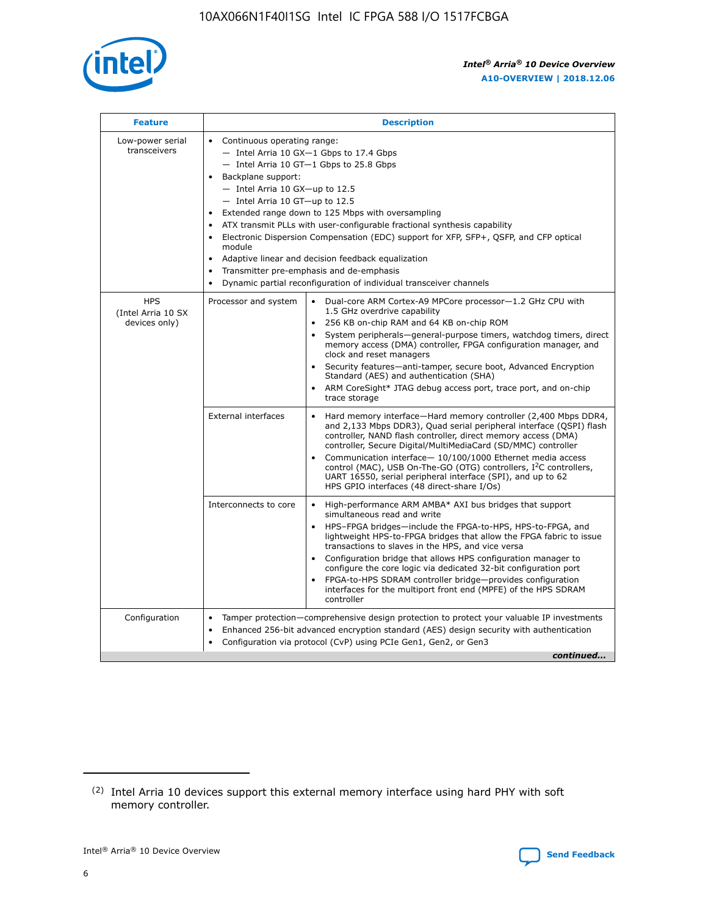| Feature | Description | |
|---|---|---|
| Low-power serial transceivers | • Continuous operating range:<br>— Intel Arria 10 GX—1 Gbps to 17.4 Gbps<br>— Intel Arria 10 GT—1 Gbps to 25.8 Gbps<br>• Backplane support:<br>— Intel Arria 10 GX—up to 12.5<br>— Intel Arria 10 GT—up to 12.5<br>• Extended range down to 125 Mbps with oversampling<br>• ATX transmit PLLs with user-configurable fractional synthesis capability<br>• Electronic Dispersion Compensation (EDC) support for XFP, SFP+, QSFP, and CFP optical module<br>• Adaptive linear and decision feedback equalization<br>• Transmitter pre-emphasis and de-emphasis<br>• Dynamic partial reconfiguration of individual transceiver channels | |
| HPS (Intel Arria 10 SX devices only) | Processor and system | • Dual-core ARM Cortex-A9 MPCore processor—1.2 GHz CPU with 1.5 GHz overdrive capability<br>• 256 KB on-chip RAM and 64 KB on-chip ROM<br>• System peripherals—general-purpose timers, watchdog timers, direct memory access (DMA) controller, FPGA configuration manager, and clock and reset managers<br>• Security features—anti-tamper, secure boot, Advanced Encryption Standard (AES) and authentication (SHA)<br>• ARM CoreSight* JTAG debug access port, trace port, and on-chip trace storage |
| | External interfaces | • Hard memory interface—Hard memory controller (2,400 Mbps DDR4, and 2,133 Mbps DDR3), Quad serial peripheral interface (QSPI) flash controller, NAND flash controller, direct memory access (DMA) controller, Secure Digital/MultiMediaCard (SD/MMC) controller<br>• Communication interface— 10/100/1000 Ethernet media access control (MAC), USB On-The-GO (OTG) controllers, I²C controllers, UART 16550, serial peripheral interface (SPI), and up to 62 HPS GPIO interfaces (48 direct-share I/Os) |
| | Interconnects to core | • High-performance ARM AMBA* AXI bus bridges that support simultaneous read and write<br>• HPS–FPGA bridges—include the FPGA-to-HPS, HPS-to-FPGA, and lightweight HPS-to-FPGA bridges that allow the FPGA fabric to issue transactions to slaves in the HPS, and vice versa<br>• Configuration bridge that allows HPS configuration manager to configure the core logic via dedicated 32-bit configuration port<br>• FPGA-to-HPS SDRAM controller bridge—provides configuration interfaces for the multiport front end (MPFE) of the HPS SDRAM controller |
| Configuration | • Tamper protection—comprehensive design protection to protect your valuable IP investments<br>• Enhanced 256-bit advanced encryption standard (AES) design security with authentication<br>• Configuration via protocol (CvP) using PCIe Gen1, Gen2, or Gen3 | |

*continued...*

(2) Intel Arria 10 devices support this external memory interface using hard PHY with soft memory controller.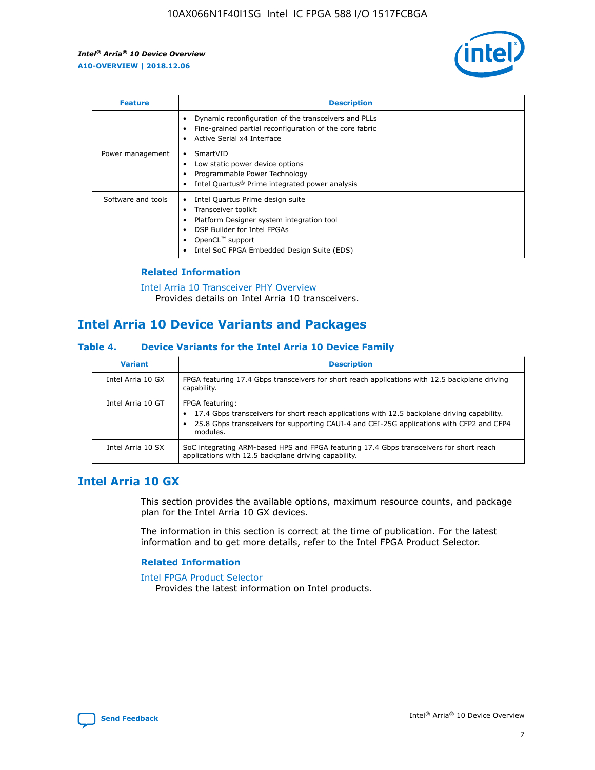| Feature | Description |
| --- | --- |
| | • Dynamic reconfiguration of the transceivers and PLLs<br>• Fine-grained partial reconfiguration of the core fabric<br>• Active Serial x4 Interface |
| Power management | • SmartVID<br>• Low static power device options<br>• Programmable Power Technology<br>• Intel Quartus® Prime integrated power analysis |
| Software and tools | • Intel Quartus Prime design suite<br>• Transceiver toolkit<br>• Platform Designer system integration tool<br>• DSP Builder for Intel FPGAs<br>• OpenCL™ support<br>• Intel SoC FPGA Embedded Design Suite (EDS) |

### Related Information

Intel Arria 10 Transceiver PHY Overview
Provides details on Intel Arria 10 transceivers.

## Intel Arria 10 Device Variants and Packages

### Table 4. Device Variants for the Intel Arria 10 Device Family

| Variant | Description |
| --- | --- |
| Intel Arria 10 GX | FPGA featuring 17.4 Gbps transceivers for short reach applications with 12.5 backplane driving capability. |
| Intel Arria 10 GT | FPGA featuring:<br>• 17.4 Gbps transceivers for short reach applications with 12.5 backplane driving capability.<br>• 25.8 Gbps transceivers for supporting CAUI-4 and CEI-25G applications with CFP2 and CFP4 modules. |
| Intel Arria 10 SX | SoC integrating ARM-based HPS and FPGA featuring 17.4 Gbps transceivers for short reach applications with 12.5 backplane driving capability. |

## Intel Arria 10 GX

This section provides the available options, maximum resource counts, and package plan for the Intel Arria 10 GX devices.

The information in this section is correct at the time of publication. For the latest information and to get more details, refer to the Intel FPGA Product Selector.

### Related Information

Intel FPGA Product Selector
Provides the latest information on Intel products.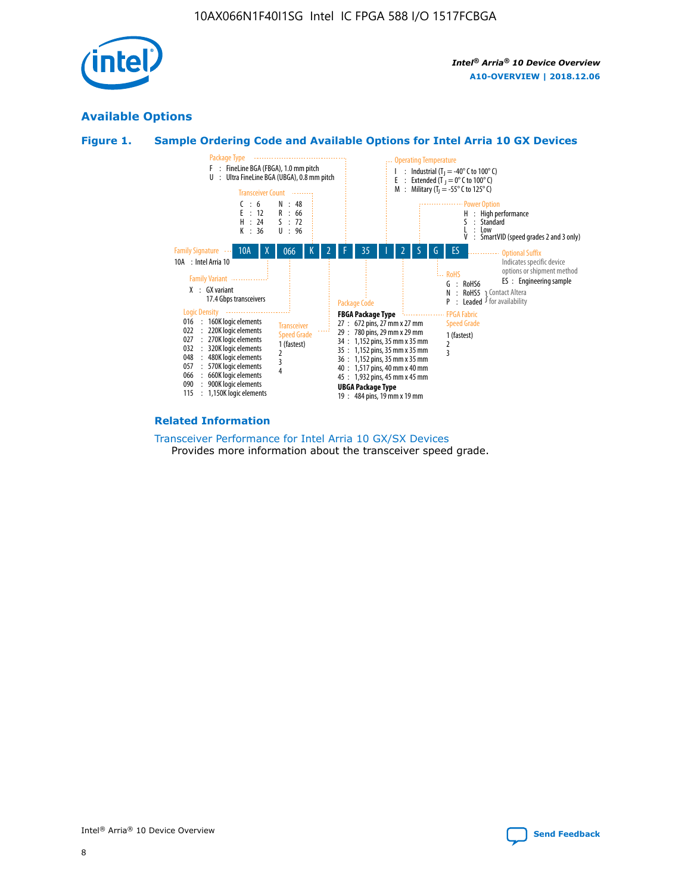## Available Options

### Figure 1. Sample Ordering Code and Available Options for Intel Arria 10 GX Devices

| 10A | X | 066 | K | 2 | F | 35 | I | 2 | S | G | ES |
|---|---|---|---|---|---|---|---|---|---|---|---|

**Family Signature**
- 10A : Intel Arria 10

**Family Variant**
- X : GX variant 17.4 Gbps transceivers

**Logic Density**
- 016 : 160K logic elements
- 022 : 220K logic elements
- 027 : 270K logic elements
- 032 : 320K logic elements
- 048 : 480K logic elements
- 057 : 570K logic elements
- 066 : 660K logic elements
- 090 : 900K logic elements
- 115 : 1,150K logic elements

**Transceiver Count**
- C : 6
- E : 12
- H : 24
- K : 36
- N : 48
- R : 66
- S : 72
- U : 96

**Transceiver Speed Grade**
- 1 (fastest)
- 2
- 3
- 4

**Package Type**
- F : FineLine BGA (FBGA), 1.0 mm pitch
- U : Ultra FineLine BGA (UBGA), 0.8 mm pitch

**Package Code**

FBGA Package Type
- 27 : 672 pins, 27 mm x 27 mm
- 29 : 780 pins, 29 mm x 29 mm
- 34 : 1,152 pins, 35 mm x 35 mm
- 35 : 1,152 pins, 35 mm x 35 mm
- 36 : 1,152 pins, 35 mm x 35 mm
- 40 : 1,517 pins, 40 mm x 40 mm
- 45 : 1,932 pins, 45 mm x 45 mm

UBGA Package Type
- 19 : 484 pins, 19 mm x 19 mm

**Operating Temperature**
- I : Industrial ($T_J$ = -40° C to 100° C)
- E : Extended ($T_J$ = 0° C to 100° C)
- M : Military ($T_J$ = -55° C to 125° C)

**FPGA Fabric Speed Grade**
- 1 (fastest)
- 2
- 3

**Power Option**
- H : High performance
- S : Standard
- L : Low
- V : SmartVID (speed grades 2 and 3 only)

**RoHS**
- G : RoHS6
- N : RoHS5 (Contact Altera for availability)
- P : Leaded (Contact Altera for availability)

**Optional Suffix**

Indicates specific device options or shipment method
- ES : Engineering sample

### Related Information

Transceiver Performance for Intel Arria 10 GX/SX Devices
Provides more information about the transceiver speed grade.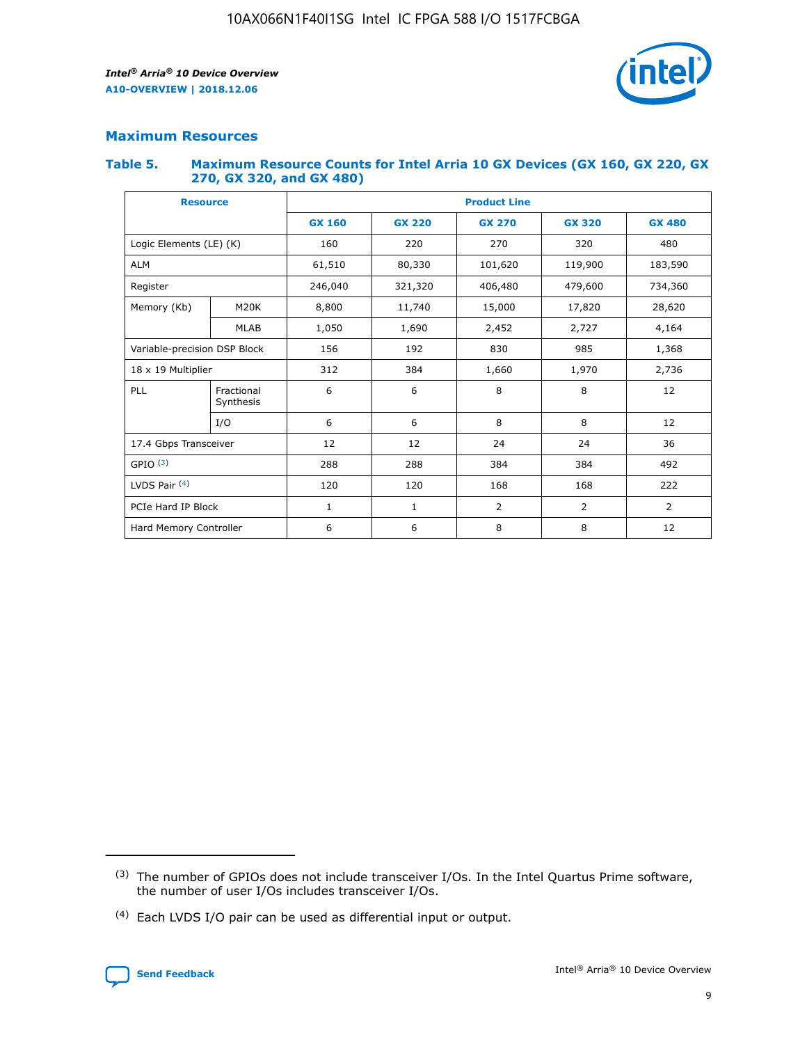## Maximum Resources

### Table 5. Maximum Resource Counts for Intel Arria 10 GX Devices (GX 160, GX 220, GX 270, GX 320, and GX 480)

| Resource | | Product Line | | | | |
|---|---|---|---|---|---|---|
| | | GX 160 | GX 220 | GX 270 | GX 320 | GX 480 |
| Logic Elements (LE) (K) | | 160 | 220 | 270 | 320 | 480 |
| ALM | | 61,510 | 80,330 | 101,620 | 119,900 | 183,590 |
| Register | | 246,040 | 321,320 | 406,480 | 479,600 | 734,360 |
| Memory (Kb) | M20K | 8,800 | 11,740 | 15,000 | 17,820 | 28,620 |
| | MLAB | 1,050 | 1,690 | 2,452 | 2,727 | 4,164 |
| Variable-precision DSP Block | | 156 | 192 | 830 | 985 | 1,368 |
| 18 x 19 Multiplier | | 312 | 384 | 1,660 | 1,970 | 2,736 |
| PLL | Fractional Synthesis | 6 | 6 | 8 | 8 | 12 |
| | I/O | 6 | 6 | 8 | 8 | 12 |
| 17.4 Gbps Transceiver | | 12 | 12 | 24 | 24 | 36 |
| GPIO (3) | | 288 | 288 | 384 | 384 | 492 |
| LVDS Pair (4) | | 120 | 120 | 168 | 168 | 222 |
| PCIe Hard IP Block | | 1 | 1 | 2 | 2 | 2 |
| Hard Memory Controller | | 6 | 6 | 8 | 8 | 12 |

(3) The number of GPIOs does not include transceiver I/Os. In the Intel Quartus Prime software, the number of user I/Os includes transceiver I/Os.

(4) Each LVDS I/O pair can be used as differential input or output.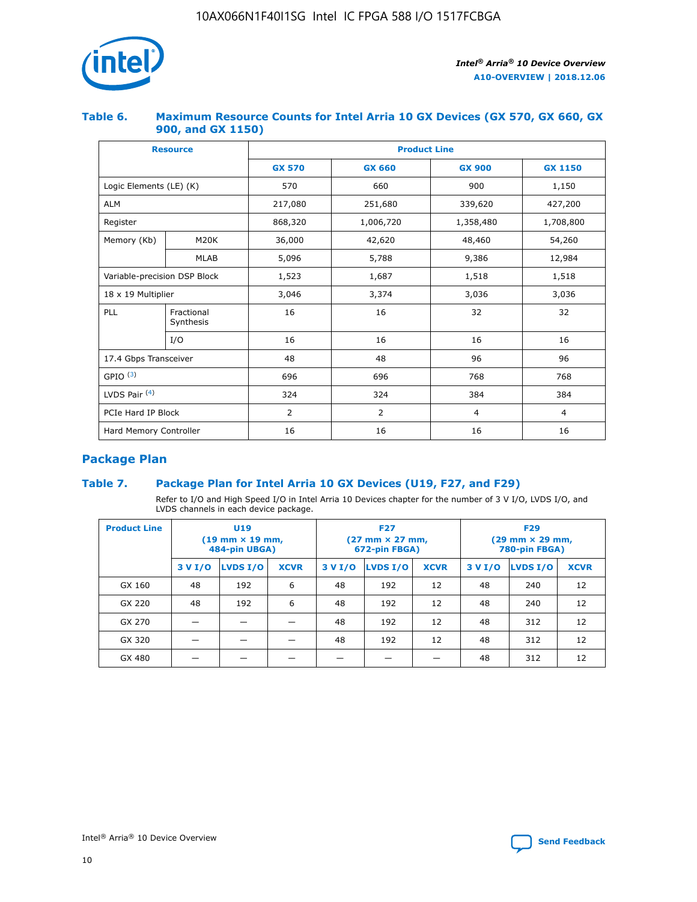### Table 6. Maximum Resource Counts for Intel Arria 10 GX Devices (GX 570, GX 660, GX 900, and GX 1150)

| Resource | | Product Line | | | |
|---|---|---|---|---|---|
| | | GX 570 | GX 660 | GX 900 | GX 1150 |
| Logic Elements (LE) (K) | | 570 | 660 | 900 | 1,150 |
| ALM | | 217,080 | 251,680 | 339,620 | 427,200 |
| Register | | 868,320 | 1,006,720 | 1,358,480 | 1,708,800 |
| Memory (Kb) | M20K | 36,000 | 42,620 | 48,460 | 54,260 |
| | MLAB | 5,096 | 5,788 | 9,386 | 12,984 |
| Variable-precision DSP Block | | 1,523 | 1,687 | 1,518 | 1,518 |
| 18 x 19 Multiplier | | 3,046 | 3,374 | 3,036 | 3,036 |
| PLL | Fractional Synthesis | 16 | 16 | 32 | 32 |
| | I/O | 16 | 16 | 16 | 16 |
| 17.4 Gbps Transceiver | | 48 | 48 | 96 | 96 |
| GPIO [(3)] | | 696 | 696 | 768 | 768 |
| LVDS Pair [(4)] | | 324 | 324 | 384 | 384 |
| PCIe Hard IP Block | | 2 | 2 | 4 | 4 |
| Hard Memory Controller | | 16 | 16 | 16 | 16 |

## Package Plan

### Table 7. Package Plan for Intel Arria 10 GX Devices (U19, F27, and F29)

Refer to I/O and High Speed I/O in Intel Arria 10 Devices chapter for the number of 3 V I/O, LVDS I/O, and LVDS channels in each device package.

| Product Line | U19 (19 mm × 19 mm, 484-pin UBGA) | | | F27 (27 mm × 27 mm, 672-pin FBGA) | | | F29 (29 mm × 29 mm, 780-pin FBGA) | | |
|---|---|---|---|---|---|---|---|---|---|
| | 3 V I/O | LVDS I/O | XCVR | 3 V I/O | LVDS I/O | XCVR | 3 V I/O | LVDS I/O | XCVR |
| GX 160 | 48 | 192 | 6 | 48 | 192 | 12 | 48 | 240 | 12 |
| GX 220 | 48 | 192 | 6 | 48 | 192 | 12 | 48 | 240 | 12 |
| GX 270 | — | — | — | 48 | 192 | 12 | 48 | 312 | 12 |
| GX 320 | — | — | — | 48 | 192 | 12 | 48 | 312 | 12 |
| GX 480 | — | — | — | — | — | — | 48 | 312 | 12 |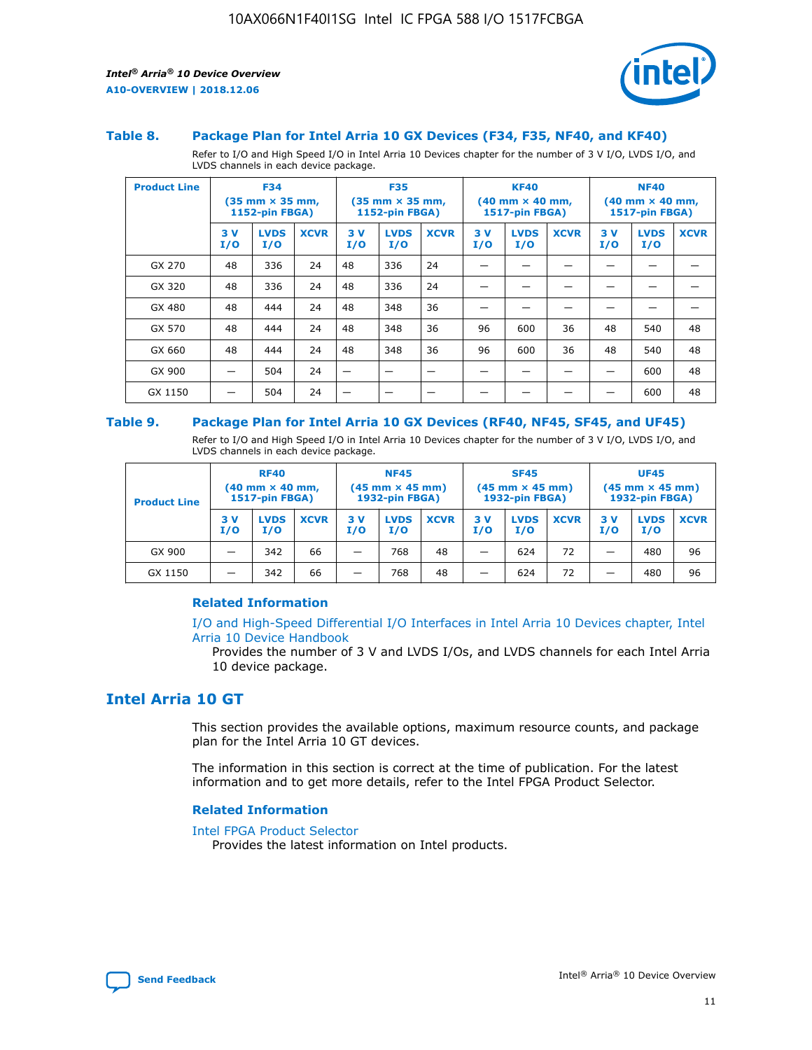## Table 8. Package Plan for Intel Arria 10 GX Devices (F34, F35, NF40, and KF40)

Refer to I/O and High Speed I/O in Intel Arria 10 Devices chapter for the number of 3 V I/O, LVDS I/O, and LVDS channels in each device package.

| Product Line | F34 (35 mm × 35 mm, 1152-pin FBGA) | | | F35 (35 mm × 35 mm, 1152-pin FBGA) | | | KF40 (40 mm × 40 mm, 1517-pin FBGA) | | | NF40 (40 mm × 40 mm, 1517-pin FBGA) | | |
|---|---|---|---|---|---|---|---|---|---|---|---|---|
| | 3 V I/O | LVDS I/O | XCVR | 3 V I/O | LVDS I/O | XCVR | 3 V I/O | LVDS I/O | XCVR | 3 V I/O | LVDS I/O | XCVR |
| GX 270 | 48 | 336 | 24 | 48 | 336 | 24 | — | — | — | — | — | — |
| GX 320 | 48 | 336 | 24 | 48 | 336 | 24 | — | — | — | — | — | — |
| GX 480 | 48 | 444 | 24 | 48 | 348 | 36 | — | — | — | — | — | — |
| GX 570 | 48 | 444 | 24 | 48 | 348 | 36 | 96 | 600 | 36 | 48 | 540 | 48 |
| GX 660 | 48 | 444 | 24 | 48 | 348 | 36 | 96 | 600 | 36 | 48 | 540 | 48 |
| GX 900 | — | 504 | 24 | — | — | — | — | — | — | — | 600 | 48 |
| GX 1150 | — | 504 | 24 | — | — | — | — | — | — | — | 600 | 48 |

## Table 9. Package Plan for Intel Arria 10 GX Devices (RF40, NF45, SF45, and UF45)

Refer to I/O and High Speed I/O in Intel Arria 10 Devices chapter for the number of 3 V I/O, LVDS I/O, and LVDS channels in each device package.

| Product Line | RF40 (40 mm × 40 mm, 1517-pin FBGA) | | | NF45 (45 mm × 45 mm) 1932-pin FBGA) | | | SF45 (45 mm × 45 mm) 1932-pin FBGA) | | | UF45 (45 mm × 45 mm) 1932-pin FBGA) | | |
|---|---|---|---|---|---|---|---|---|---|---|---|---|
| | 3 V I/O | LVDS I/O | XCVR | 3 V I/O | LVDS I/O | XCVR | 3 V I/O | LVDS I/O | XCVR | 3 V I/O | LVDS I/O | XCVR |
| GX 900 | — | 342 | 66 | — | 768 | 48 | — | 624 | 72 | — | 480 | 96 |
| GX 1150 | — | 342 | 66 | — | 768 | 48 | — | 624 | 72 | — | 480 | 96 |

### Related Information

I/O and High-Speed Differential I/O Interfaces in Intel Arria 10 Devices chapter, Intel Arria 10 Device Handbook

Provides the number of 3 V and LVDS I/Os, and LVDS channels for each Intel Arria 10 device package.

## Intel Arria 10 GT

This section provides the available options, maximum resource counts, and package plan for the Intel Arria 10 GT devices.

The information in this section is correct at the time of publication. For the latest information and to get more details, refer to the Intel FPGA Product Selector.

### Related Information

Intel FPGA Product Selector

Provides the latest information on Intel products.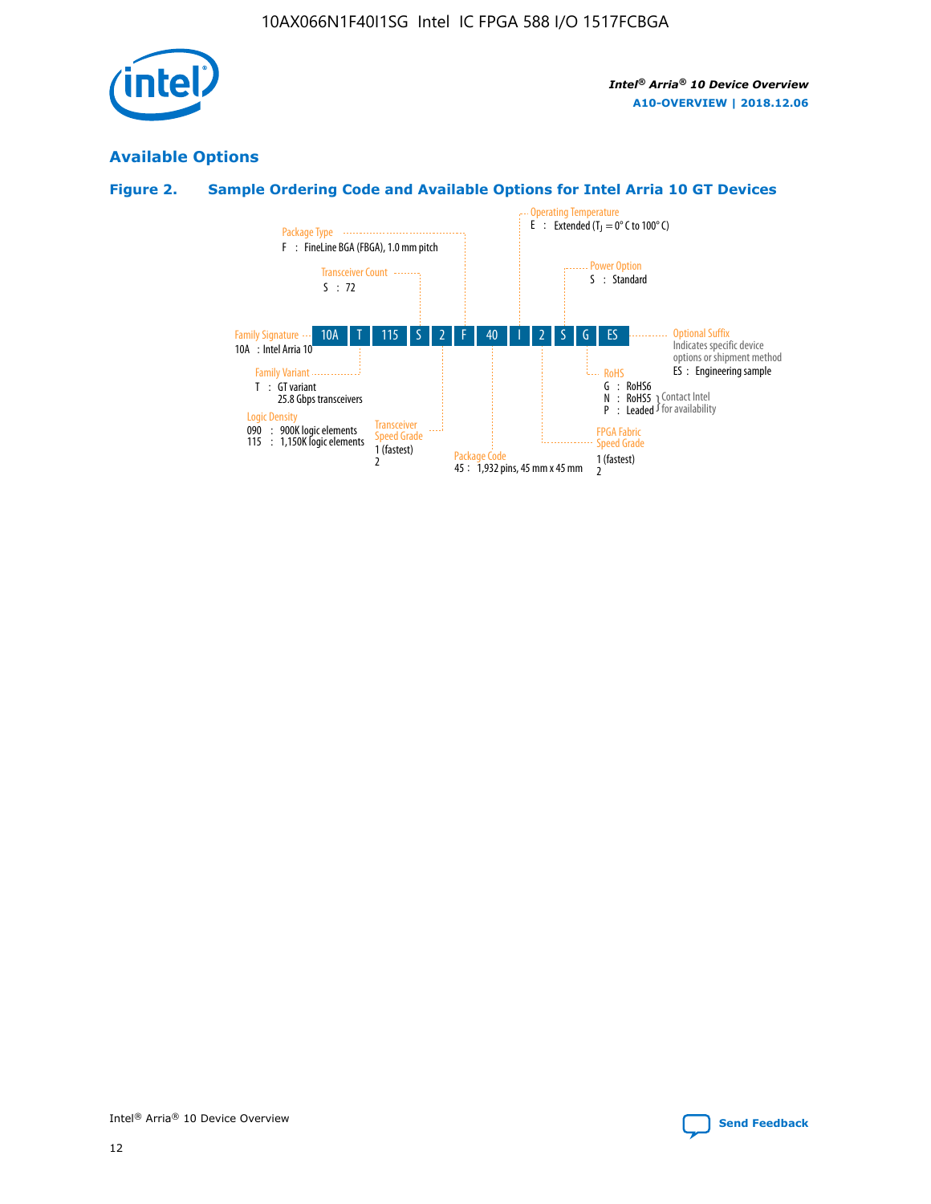## Available Options

### Figure 2. Sample Ordering Code and Available Options for Intel Arria 10 GT Devices

| 10A | T | 115 | S | 2 | F | 40 | I | 2 | S | G | ES |
|---|---|---|---|---|---|---|---|---|---|---|---|

**Family Signature**
10A : Intel Arria 10

**Family Variant**
T : GT variant
25.8 Gbps transceivers

**Logic Density**
090 : 900K logic elements
115 : 1,150K logic elements

**Transceiver Count**
S : 72

**Transceiver Speed Grade**
1 (fastest)
2

**Package Type**
F : FineLine BGA (FBGA), 1.0 mm pitch

**Package Code**
45 : 1,932 pins, 45 mm x 45 mm

**Operating Temperature**
E : Extended ($T_J$ = 0° C to 100° C)

**FPGA Fabric Speed Grade**
1 (fastest)
2

**Power Option**
S : Standard

**RoHS**
G : RoHS6
N : RoHS5 } Contact Intel for availability
P : Leaded } Contact Intel for availability

**Optional Suffix**
Indicates specific device options or shipment method
ES : Engineering sample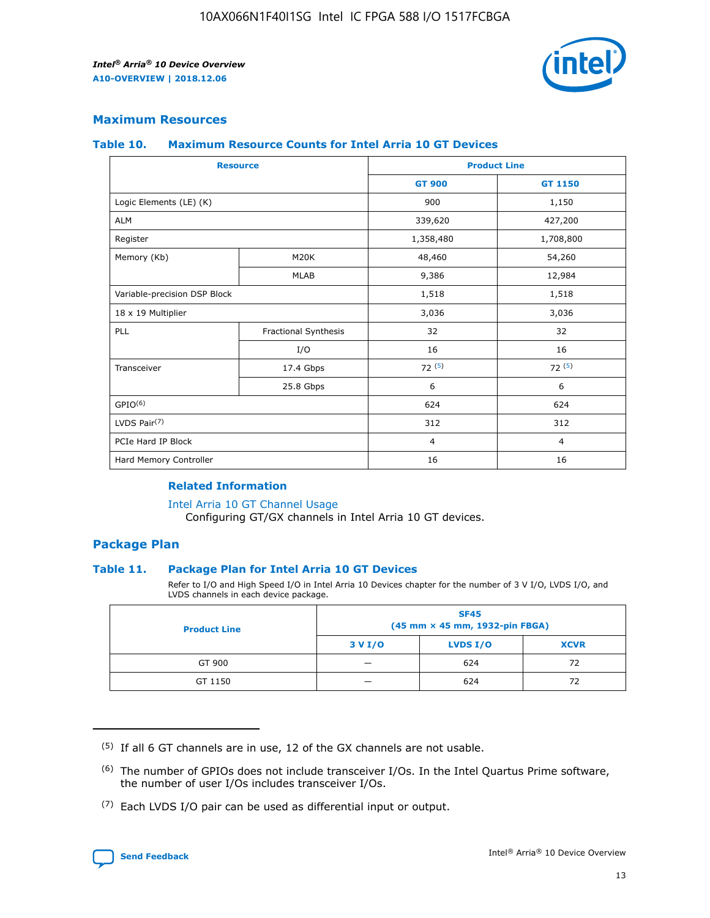## Maximum Resources

### Table 10. Maximum Resource Counts for Intel Arria 10 GT Devices

| Resource | | Product Line | |
|---|---|---|---|
| | | GT 900 | GT 1150 |
| Logic Elements (LE) (K) | | 900 | 1,150 |
| ALM | | 339,620 | 427,200 |
| Register | | 1,358,480 | 1,708,800 |
| Memory (Kb) | M20K | 48,460 | 54,260 |
| | MLAB | 9,386 | 12,984 |
| Variable-precision DSP Block | | 1,518 | 1,518 |
| 18 x 19 Multiplier | | 3,036 | 3,036 |
| PLL | Fractional Synthesis | 32 | 32 |
| | I/O | 16 | 16 |
| Transceiver | 17.4 Gbps | 72 (5) | 72 (5) |
| | 25.8 Gbps | 6 | 6 |
| GPIO(6) | | 624 | 624 |
| LVDS Pair(7) | | 312 | 312 |
| PCIe Hard IP Block | | 4 | 4 |
| Hard Memory Controller | | 16 | 16 |

#### Related Information

Intel Arria 10 GT Channel Usage
Configuring GT/GX channels in Intel Arria 10 GT devices.

## Package Plan

### Table 11. Package Plan for Intel Arria 10 GT Devices

Refer to I/O and High Speed I/O in Intel Arria 10 Devices chapter for the number of 3 V I/O, LVDS I/O, and LVDS channels in each device package.

| Product Line | SF45 (45 mm × 45 mm, 1932-pin FBGA) | | |
|---|---|---|---|
| | 3 V I/O | LVDS I/O | XCVR |
| GT 900 | — | 624 | 72 |
| GT 1150 | — | 624 | 72 |

(5) If all 6 GT channels are in use, 12 of the GX channels are not usable.

(6) The number of GPIOs does not include transceiver I/Os. In the Intel Quartus Prime software, the number of user I/Os includes transceiver I/Os.

(7) Each LVDS I/O pair can be used as differential input or output.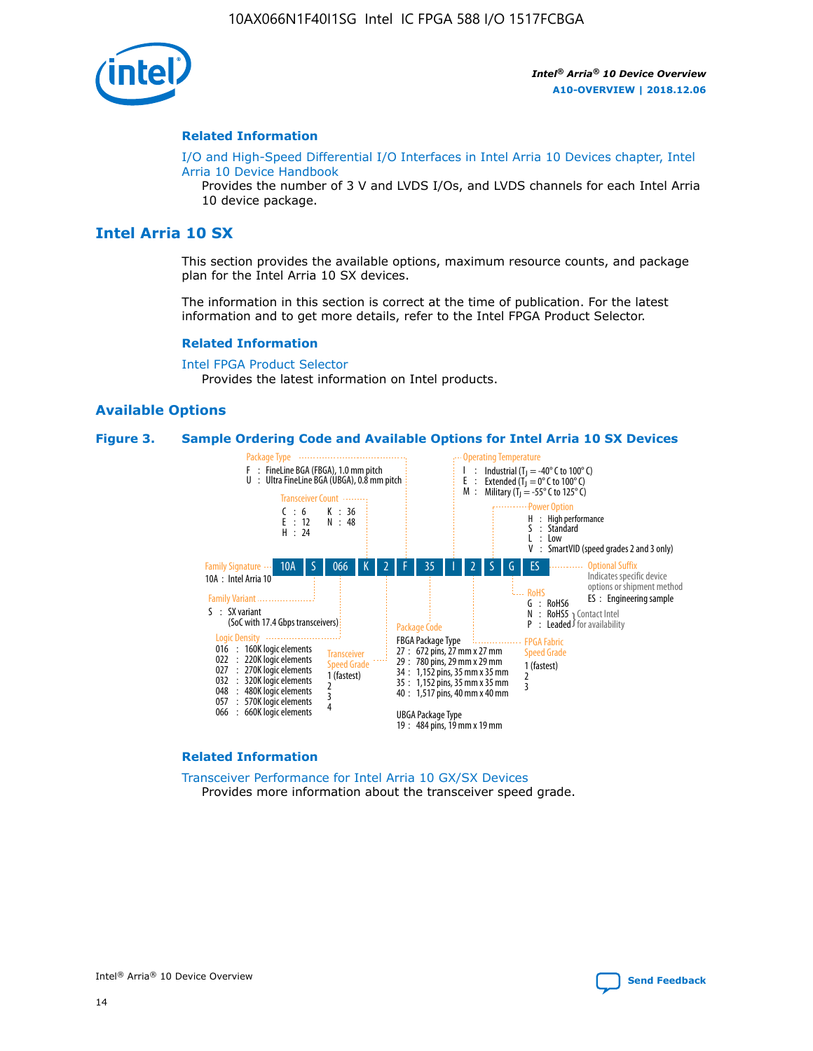#### Related Information

I/O and High-Speed Differential I/O Interfaces in Intel Arria 10 Devices chapter, Intel Arria 10 Device Handbook

Provides the number of 3 V and LVDS I/Os, and LVDS channels for each Intel Arria 10 device package.

## Intel Arria 10 SX

This section provides the available options, maximum resource counts, and package plan for the Intel Arria 10 SX devices.

The information in this section is correct at the time of publication. For the latest information and to get more details, refer to the Intel FPGA Product Selector.

#### Related Information

Intel FPGA Product Selector

Provides the latest information on Intel products.

### Available Options

**Figure 3. Sample Ordering Code and Available Options for Intel Arria 10 SX Devices**

Sample ordering code: 10A S 066 K 2 F 35 I 2 S G ES

- **Family Signature**
  - 10A : Intel Arria 10
- **Family Variant**
  - S : SX variant (SoC with 17.4 Gbps transceivers)
- **Logic Density**
  - 016 : 160K logic elements
  - 022 : 220K logic elements
  - 027 : 270K logic elements
  - 032 : 320K logic elements
  - 048 : 480K logic elements
  - 057 : 570K logic elements
  - 066 : 660K logic elements
- **Transceiver Count**
  - C : 6
  - E : 12
  - H : 24
  - K : 36
  - N : 48
- **Transceiver Speed Grade**
  - 1 (fastest)
  - 2
  - 3
  - 4
- **Package Type**
  - F : FineLine BGA (FBGA), 1.0 mm pitch
  - U : Ultra FineLine BGA (UBGA), 0.8 mm pitch
- **Package Code**
  - FBGA Package Type
    - 27 : 672 pins, 27 mm x 27 mm
    - 29 : 780 pins, 29 mm x 29 mm
    - 34 : 1,152 pins, 35 mm x 35 mm
    - 35 : 1,152 pins, 35 mm x 35 mm
    - 40 : 1,517 pins, 40 mm x 40 mm
  - UBGA Package Type
    - 19 : 484 pins, 19 mm x 19 mm
- **Operating Temperature**
  - I : Industrial ($T_J$ = -40° C to 100° C)
  - E : Extended ($T_J$ = 0° C to 100° C)
  - M : Military ($T_J$ = -55° C to 125° C)
- **FPGA Fabric Speed Grade**
  - 1 (fastest)
  - 2
  - 3
- **Power Option**
  - H : High performance
  - S : Standard
  - L : Low
  - V : SmartVID (speed grades 2 and 3 only)
- **RoHS**
  - G : RoHS6
  - N : RoHS5 (Contact Intel for availability)
  - P : Leaded (Contact Intel for availability)
- **Optional Suffix**
  - Indicates specific device options or shipment method
  - ES : Engineering sample

#### Related Information

Transceiver Performance for Intel Arria 10 GX/SX Devices

Provides more information about the transceiver speed grade.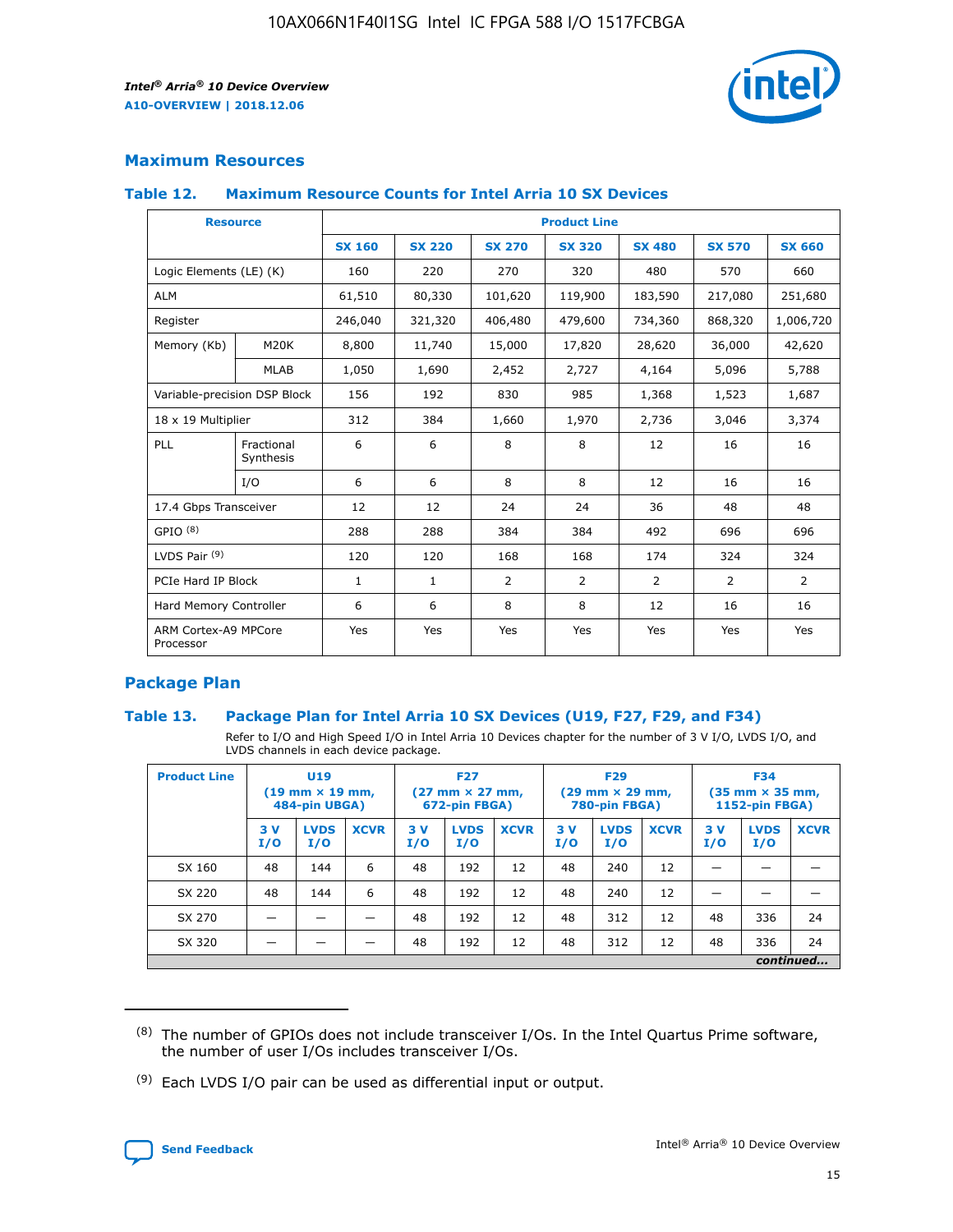## Maximum Resources

### Table 12. Maximum Resource Counts for Intel Arria 10 SX Devices

| Resource | | Product Line | | | | | | |
|---|---|---|---|---|---|---|---|---|
| | | SX 160 | SX 220 | SX 270 | SX 320 | SX 480 | SX 570 | SX 660 |
| Logic Elements (LE) (K) | | 160 | 220 | 270 | 320 | 480 | 570 | 660 |
| ALM | | 61,510 | 80,330 | 101,620 | 119,900 | 183,590 | 217,080 | 251,680 |
| Register | | 246,040 | 321,320 | 406,480 | 479,600 | 734,360 | 868,320 | 1,006,720 |
| Memory (Kb) | M20K | 8,800 | 11,740 | 15,000 | 17,820 | 28,620 | 36,000 | 42,620 |
| | MLAB | 1,050 | 1,690 | 2,452 | 2,727 | 4,164 | 5,096 | 5,788 |
| Variable-precision DSP Block | | 156 | 192 | 830 | 985 | 1,368 | 1,523 | 1,687 |
| 18 x 19 Multiplier | | 312 | 384 | 1,660 | 1,970 | 2,736 | 3,046 | 3,374 |
| PLL | Fractional Synthesis | 6 | 6 | 8 | 8 | 12 | 16 | 16 |
| | I/O | 6 | 6 | 8 | 8 | 12 | 16 | 16 |
| 17.4 Gbps Transceiver | | 12 | 12 | 24 | 24 | 36 | 48 | 48 |
| GPIO [8] | | 288 | 288 | 384 | 384 | 492 | 696 | 696 |
| LVDS Pair [9] | | 120 | 120 | 168 | 168 | 174 | 324 | 324 |
| PCIe Hard IP Block | | 1 | 1 | 2 | 2 | 2 | 2 | 2 |
| Hard Memory Controller | | 6 | 6 | 8 | 8 | 12 | 16 | 16 |
| ARM Cortex-A9 MPCore Processor | | Yes | Yes | Yes | Yes | Yes | Yes | Yes |

## Package Plan

### Table 13. Package Plan for Intel Arria 10 SX Devices (U19, F27, F29, and F34)

Refer to I/O and High Speed I/O in Intel Arria 10 Devices chapter for the number of 3 V I/O, LVDS I/O, and LVDS channels in each device package.

| Product Line | U19 (19 mm × 19 mm, 484-pin UBGA) | | | F27 (27 mm × 27 mm, 672-pin FBGA) | | | F29 (29 mm × 29 mm, 780-pin FBGA) | | | F34 (35 mm × 35 mm, 1152-pin FBGA) | | |
|---|---|---|---|---|---|---|---|---|---|---|---|---|
| | 3 V I/O | LVDS I/O | XCVR | 3 V I/O | LVDS I/O | XCVR | 3 V I/O | LVDS I/O | XCVR | 3 V I/O | LVDS I/O | XCVR |
| SX 160 | 48 | 144 | 6 | 48 | 192 | 12 | 48 | 240 | 12 | — | — | — |
| SX 220 | 48 | 144 | 6 | 48 | 192 | 12 | 48 | 240 | 12 | — | — | — |
| SX 270 | — | — | — | 48 | 192 | 12 | 48 | 312 | 12 | 48 | 336 | 24 |
| SX 320 | — | — | — | 48 | 192 | 12 | 48 | 312 | 12 | 48 | 336 | 24 |

*continued...*

(8) The number of GPIOs does not include transceiver I/Os. In the Intel Quartus Prime software, the number of user I/Os includes transceiver I/Os.

(9) Each LVDS I/O pair can be used as differential input or output.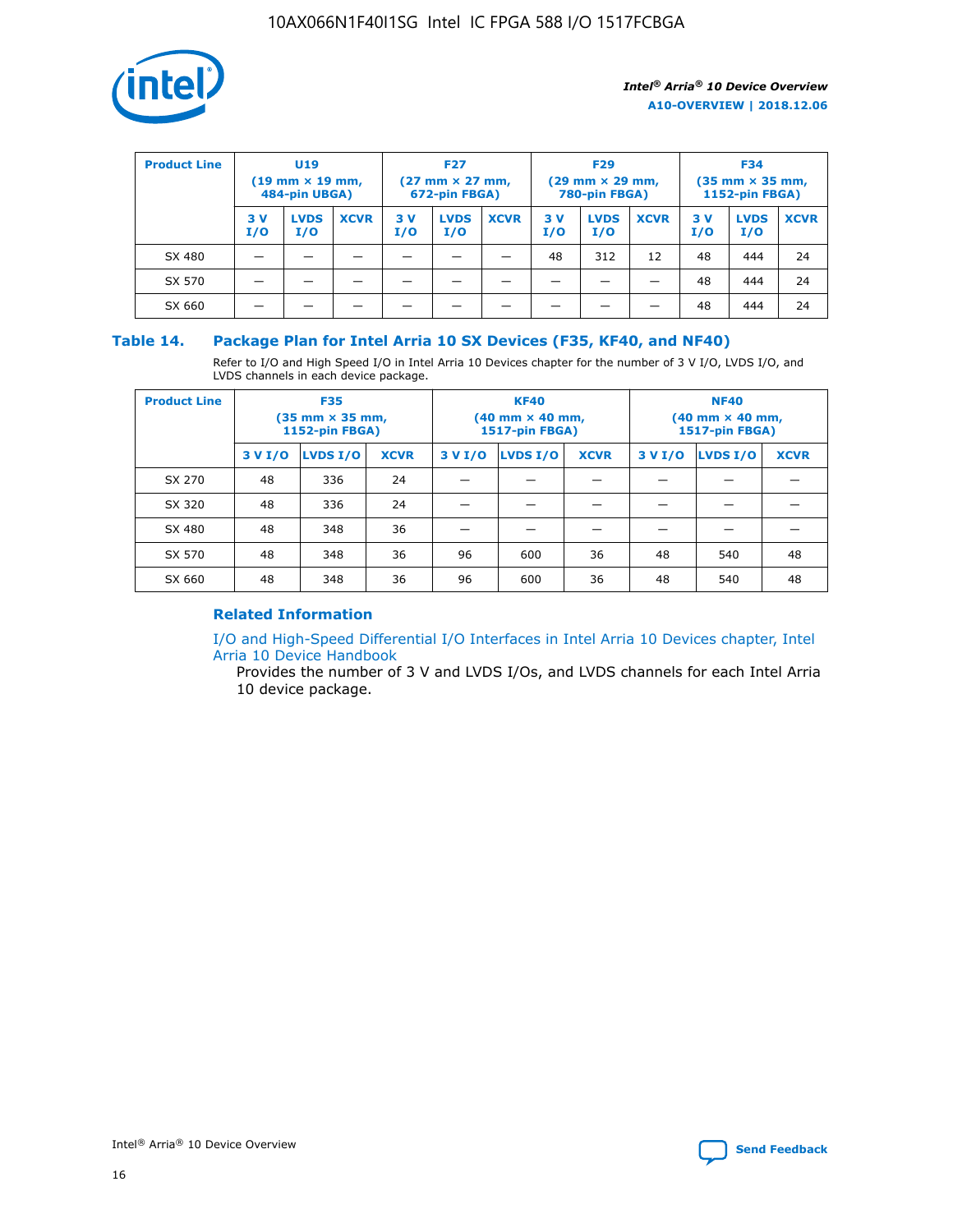| Product Line | U19 (19 mm × 19 mm, 484-pin UBGA) | | | F27 (27 mm × 27 mm, 672-pin FBGA) | | | F29 (29 mm × 29 mm, 780-pin FBGA) | | | F34 (35 mm × 35 mm, 1152-pin FBGA) | | |
|---|---|---|---|---|---|---|---|---|---|---|---|---|
| | 3 V I/O | LVDS I/O | XCVR | 3 V I/O | LVDS I/O | XCVR | 3 V I/O | LVDS I/O | XCVR | 3 V I/O | LVDS I/O | XCVR |
| SX 480 | — | — | — | — | — | — | 48 | 312 | 12 | 48 | 444 | 24 |
| SX 570 | — | — | — | — | — | — | — | — | — | 48 | 444 | 24 |
| SX 660 | — | — | — | — | — | — | — | — | — | 48 | 444 | 24 |

## Table 14. Package Plan for Intel Arria 10 SX Devices (F35, KF40, and NF40)

Refer to I/O and High Speed I/O in Intel Arria 10 Devices chapter for the number of 3 V I/O, LVDS I/O, and LVDS channels in each device package.

| Product Line | F35 (35 mm × 35 mm, 1152-pin FBGA) | | | KF40 (40 mm × 40 mm, 1517-pin FBGA) | | | NF40 (40 mm × 40 mm, 1517-pin FBGA) | | |
|---|---|---|---|---|---|---|---|---|---|
| | 3 V I/O | LVDS I/O | XCVR | 3 V I/O | LVDS I/O | XCVR | 3 V I/O | LVDS I/O | XCVR |
| SX 270 | 48 | 336 | 24 | — | — | — | — | — | — |
| SX 320 | 48 | 336 | 24 | — | — | — | — | — | — |
| SX 480 | 48 | 348 | 36 | — | — | — | — | — | — |
| SX 570 | 48 | 348 | 36 | 96 | 600 | 36 | 48 | 540 | 48 |
| SX 660 | 48 | 348 | 36 | 96 | 600 | 36 | 48 | 540 | 48 |

### Related Information

I/O and High-Speed Differential I/O Interfaces in Intel Arria 10 Devices chapter, Intel Arria 10 Device Handbook

Provides the number of 3 V and LVDS I/Os, and LVDS channels for each Intel Arria 10 device package.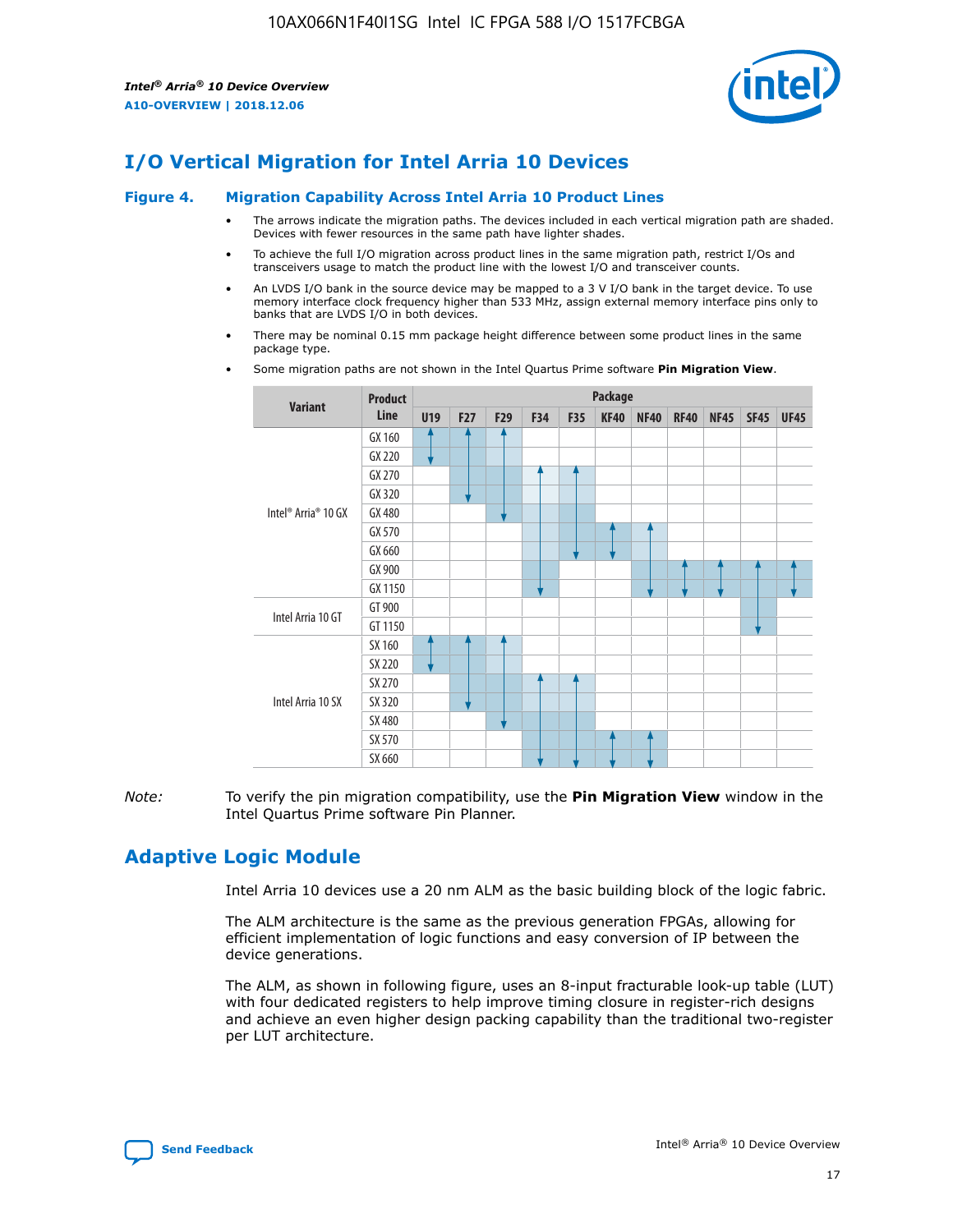# I/O Vertical Migration for Intel Arria 10 Devices

**Figure 4. Migration Capability Across Intel Arria 10 Product Lines**

- The arrows indicate the migration paths. The devices included in each vertical migration path are shaded. Devices with fewer resources in the same path have lighter shades.
- To achieve the full I/O migration across product lines in the same migration path, restrict I/Os and transceivers usage to match the product line with the lowest I/O and transceiver counts.
- An LVDS I/O bank in the source device may be mapped to a 3 V I/O bank in the target device. To use memory interface clock frequency higher than 533 MHz, assign external memory interface pins only to banks that are LVDS I/O in both devices.
- There may be nominal 0.15 mm package height difference between some product lines in the same package type.
- Some migration paths are not shown in the Intel Quartus Prime software **Pin Migration View**.

| Variant | Product Line | U19 | F27 | F29 | F34 | F35 | KF40 | NF40 | RF40 | NF45 | SF45 | UF45 |
|---|---|---|---|---|---|---|---|---|---|---|---|---|
| Intel® Arria® 10 GX | GX 160 | ✓ | ✓ | ✓ | | | | | | | | |
| | GX 220 | ✓ | ✓ | ✓ | | | | | | | | |
| | GX 270 | | ✓ | ✓ | ✓ | ✓ | | | | | | |
| | GX 320 | | ✓ | ✓ | ✓ | ✓ | | | | | | |
| | GX 480 | | | ✓ | ✓ | ✓ | | | | | | |
| | GX 570 | | | | ✓ | ✓ | ✓ | ✓ | | | | |
| | GX 660 | | | | ✓ | ✓ | ✓ | ✓ | | | | |
| | GX 900 | | | | ✓ | | | ✓ | ✓ | ✓ | ✓ | ✓ |
| | GX 1150 | | | | ✓ | | | ✓ | ✓ | ✓ | ✓ | ✓ |
| Intel Arria 10 GT | GT 900 | | | | | | | | | | ✓ | |
| | GT 1150 | | | | | | | | | | ✓ | |
| Intel Arria 10 SX | SX 160 | ✓ | ✓ | ✓ | | | | | | | | |
| | SX 220 | ✓ | ✓ | ✓ | | | | | | | | |
| | SX 270 | | ✓ | ✓ | ✓ | ✓ | | | | | | |
| | SX 320 | | ✓ | ✓ | ✓ | ✓ | | | | | | |
| | SX 480 | | | ✓ | ✓ | ✓ | | | | | | |
| | SX 570 | | | | ✓ | ✓ | ✓ | ✓ | | | | |
| | SX 660 | | | | ✓ | ✓ | ✓ | ✓ | | | | |

*Note:* To verify the pin migration compatibility, use the **Pin Migration View** window in the Intel Quartus Prime software Pin Planner.

# Adaptive Logic Module

Intel Arria 10 devices use a 20 nm ALM as the basic building block of the logic fabric.

The ALM architecture is the same as the previous generation FPGAs, allowing for efficient implementation of logic functions and easy conversion of IP between the device generations.

The ALM, as shown in following figure, uses an 8-input fracturable look-up table (LUT) with four dedicated registers to help improve timing closure in register-rich designs and achieve an even higher design packing capability than the traditional two-register per LUT architecture.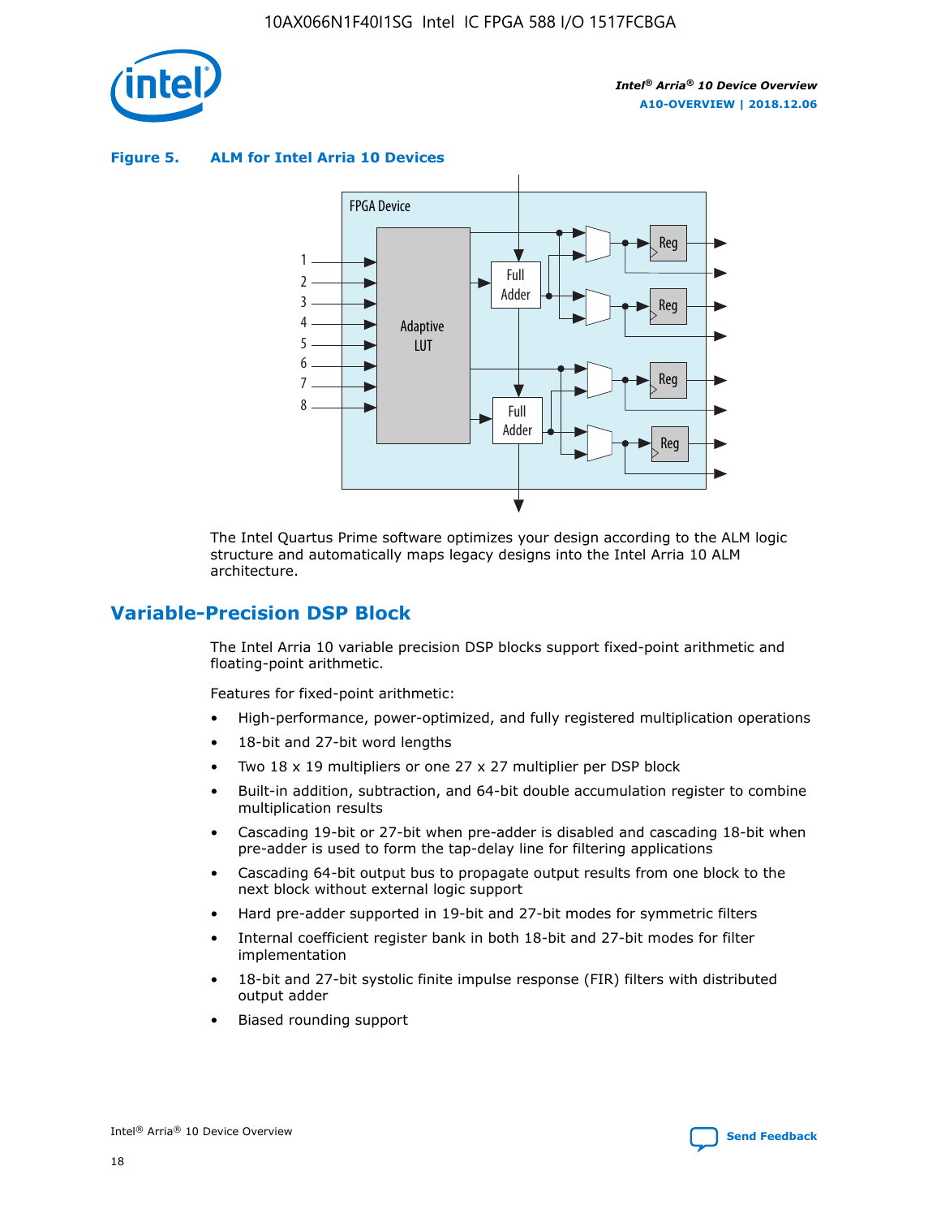**Figure 5. ALM for Intel Arria 10 Devices**

The Intel Quartus Prime software optimizes your design according to the ALM logic structure and automatically maps legacy designs into the Intel Arria 10 ALM architecture.

## Variable-Precision DSP Block

The Intel Arria 10 variable precision DSP blocks support fixed-point arithmetic and floating-point arithmetic.

Features for fixed-point arithmetic:

- High-performance, power-optimized, and fully registered multiplication operations
- 18-bit and 27-bit word lengths
- Two 18 x 19 multipliers or one 27 x 27 multiplier per DSP block
- Built-in addition, subtraction, and 64-bit double accumulation register to combine multiplication results
- Cascading 19-bit or 27-bit when pre-adder is disabled and cascading 18-bit when pre-adder is used to form the tap-delay line for filtering applications
- Cascading 64-bit output bus to propagate output results from one block to the next block without external logic support
- Hard pre-adder supported in 19-bit and 27-bit modes for symmetric filters
- Internal coefficient register bank in both 18-bit and 27-bit modes for filter implementation
- 18-bit and 27-bit systolic finite impulse response (FIR) filters with distributed output adder
- Biased rounding support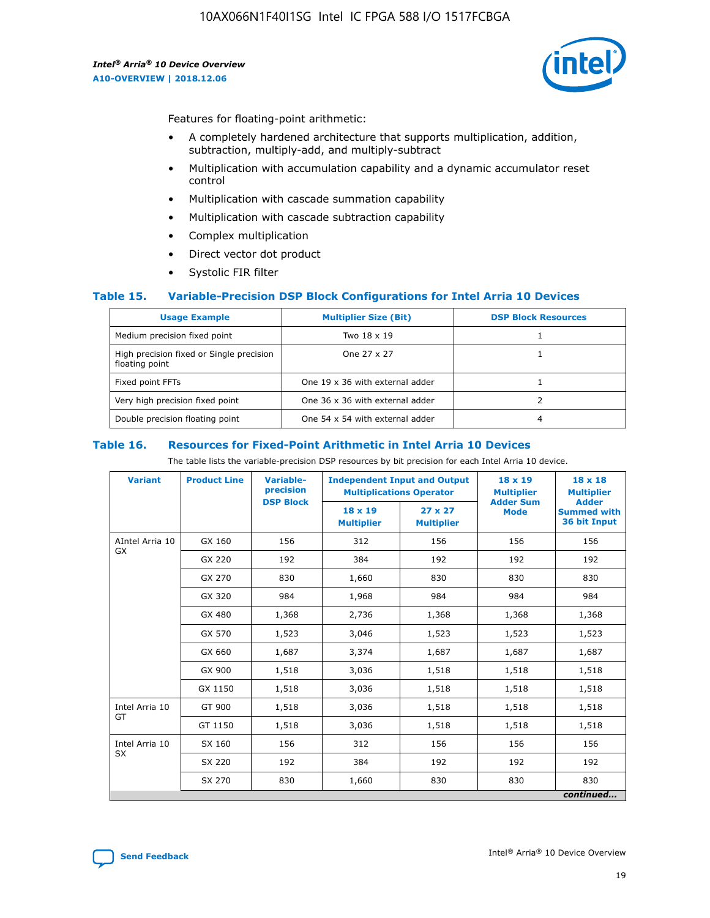Features for floating-point arithmetic:

- A completely hardened architecture that supports multiplication, addition, subtraction, multiply-add, and multiply-subtract
- Multiplication with accumulation capability and a dynamic accumulator reset control
- Multiplication with cascade summation capability
- Multiplication with cascade subtraction capability
- Complex multiplication
- Direct vector dot product
- Systolic FIR filter

### Table 15. Variable-Precision DSP Block Configurations for Intel Arria 10 Devices

| Usage Example | Multiplier Size (Bit) | DSP Block Resources |
| --- | --- | --- |
| Medium precision fixed point | Two 18 x 19 | 1 |
| High precision fixed or Single precision floating point | One 27 x 27 | 1 |
| Fixed point FFTs | One 19 x 36 with external adder | 1 |
| Very high precision fixed point | One 36 x 36 with external adder | 2 |
| Double precision floating point | One 54 x 54 with external adder | 4 |

### Table 16. Resources for Fixed-Point Arithmetic in Intel Arria 10 Devices

The table lists the variable-precision DSP resources by bit precision for each Intel Arria 10 device.

| Variant | Product Line | Variable-precision DSP Block | Independent Input and Output Multiplications Operator | | 18 x 19 Multiplier Adder Sum Mode | 18 x 18 Multiplier Adder Summed with 36 bit Input |
| --- | --- | --- | --- | --- | --- | --- |
| | | | 18 x 19 Multiplier | 27 x 27 Multiplier | | |
| AIntel Arria 10 GX | GX 160 | 156 | 312 | 156 | 156 | 156 |
| | GX 220 | 192 | 384 | 192 | 192 | 192 |
| | GX 270 | 830 | 1,660 | 830 | 830 | 830 |
| | GX 320 | 984 | 1,968 | 984 | 984 | 984 |
| | GX 480 | 1,368 | 2,736 | 1,368 | 1,368 | 1,368 |
| | GX 570 | 1,523 | 3,046 | 1,523 | 1,523 | 1,523 |
| | GX 660 | 1,687 | 3,374 | 1,687 | 1,687 | 1,687 |
| | GX 900 | 1,518 | 3,036 | 1,518 | 1,518 | 1,518 |
| | GX 1150 | 1,518 | 3,036 | 1,518 | 1,518 | 1,518 |
| Intel Arria 10 GT | GT 900 | 1,518 | 3,036 | 1,518 | 1,518 | 1,518 |
| | GT 1150 | 1,518 | 3,036 | 1,518 | 1,518 | 1,518 |
| Intel Arria 10 SX | SX 160 | 156 | 312 | 156 | 156 | 156 |
| | SX 220 | 192 | 384 | 192 | 192 | 192 |
| | SX 270 | 830 | 1,660 | 830 | 830 | 830 |

*continued...*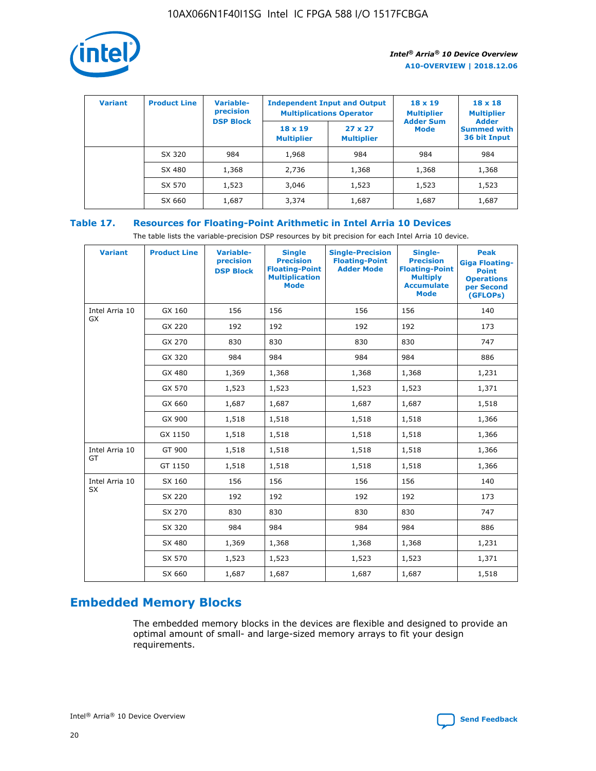| Variant | Product Line | Variable-precision DSP Block | Independent Input and Output Multiplications Operator | | 18 x 19 Multiplier Adder Sum Mode | 18 x 18 Multiplier Adder Summed with 36 bit Input |
|---|---|---|---|---|---|---|
| | | | 18 x 19 Multiplier | 27 x 27 Multiplier | | |
| | SX 320 | 984 | 1,968 | 984 | 984 | 984 |
| | SX 480 | 1,368 | 2,736 | 1,368 | 1,368 | 1,368 |
| | SX 570 | 1,523 | 3,046 | 1,523 | 1,523 | 1,523 |
| | SX 660 | 1,687 | 3,374 | 1,687 | 1,687 | 1,687 |

## Table 17. Resources for Floating-Point Arithmetic in Intel Arria 10 Devices

The table lists the variable-precision DSP resources by bit precision for each Intel Arria 10 device.

| Variant | Product Line | Variable-precision DSP Block | Single Precision Floating-Point Multiplication Mode | Single-Precision Floating-Point Adder Mode | Single-Precision Floating-Point Multiply Accumulate Mode | Peak Giga Floating-Point Operations per Second (GFLOPs) |
|---|---|---|---|---|---|---|
| Intel Arria 10 GX | GX 160 | 156 | 156 | 156 | 156 | 140 |
| | GX 220 | 192 | 192 | 192 | 192 | 173 |
| | GX 270 | 830 | 830 | 830 | 830 | 747 |
| | GX 320 | 984 | 984 | 984 | 984 | 886 |
| | GX 480 | 1,369 | 1,368 | 1,368 | 1,368 | 1,231 |
| | GX 570 | 1,523 | 1,523 | 1,523 | 1,523 | 1,371 |
| | GX 660 | 1,687 | 1,687 | 1,687 | 1,687 | 1,518 |
| | GX 900 | 1,518 | 1,518 | 1,518 | 1,518 | 1,366 |
| | GX 1150 | 1,518 | 1,518 | 1,518 | 1,518 | 1,366 |
| Intel Arria 10 GT | GT 900 | 1,518 | 1,518 | 1,518 | 1,518 | 1,366 |
| | GT 1150 | 1,518 | 1,518 | 1,518 | 1,518 | 1,366 |
| Intel Arria 10 SX | SX 160 | 156 | 156 | 156 | 156 | 140 |
| | SX 220 | 192 | 192 | 192 | 192 | 173 |
| | SX 270 | 830 | 830 | 830 | 830 | 747 |
| | SX 320 | 984 | 984 | 984 | 984 | 886 |
| | SX 480 | 1,369 | 1,368 | 1,368 | 1,368 | 1,231 |
| | SX 570 | 1,523 | 1,523 | 1,523 | 1,523 | 1,371 |
| | SX 660 | 1,687 | 1,687 | 1,687 | 1,687 | 1,518 |

## Embedded Memory Blocks

The embedded memory blocks in the devices are flexible and designed to provide an optimal amount of small- and large-sized memory arrays to fit your design requirements.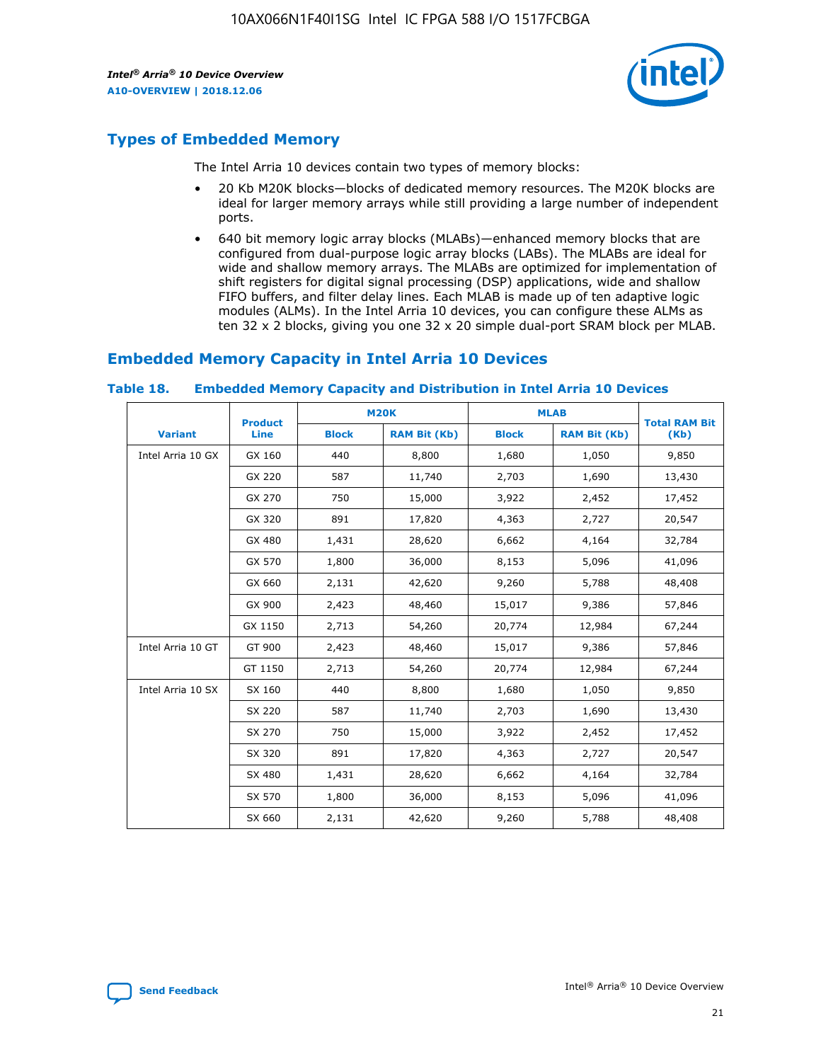## Types of Embedded Memory

The Intel Arria 10 devices contain two types of memory blocks:

- 20 Kb M20K blocks—blocks of dedicated memory resources. The M20K blocks are ideal for larger memory arrays while still providing a large number of independent ports.
- 640 bit memory logic array blocks (MLABs)—enhanced memory blocks that are configured from dual-purpose logic array blocks (LABs). The MLABs are ideal for wide and shallow memory arrays. The MLABs are optimized for implementation of shift registers for digital signal processing (DSP) applications, wide and shallow FIFO buffers, and filter delay lines. Each MLAB is made up of ten adaptive logic modules (ALMs). In the Intel Arria 10 devices, you can configure these ALMs as ten 32 x 2 blocks, giving you one 32 x 20 simple dual-port SRAM block per MLAB.

## Embedded Memory Capacity in Intel Arria 10 Devices

### Table 18. Embedded Memory Capacity and Distribution in Intel Arria 10 Devices

| Variant | Product Line | M20K | | MLAB | | Total RAM Bit (Kb) |
|---|---|---|---|---|---|---|
| | | Block | RAM Bit (Kb) | Block | RAM Bit (Kb) | |
| Intel Arria 10 GX | GX 160 | 440 | 8,800 | 1,680 | 1,050 | 9,850 |
| | GX 220 | 587 | 11,740 | 2,703 | 1,690 | 13,430 |
| | GX 270 | 750 | 15,000 | 3,922 | 2,452 | 17,452 |
| | GX 320 | 891 | 17,820 | 4,363 | 2,727 | 20,547 |
| | GX 480 | 1,431 | 28,620 | 6,662 | 4,164 | 32,784 |
| | GX 570 | 1,800 | 36,000 | 8,153 | 5,096 | 41,096 |
| | GX 660 | 2,131 | 42,620 | 9,260 | 5,788 | 48,408 |
| | GX 900 | 2,423 | 48,460 | 15,017 | 9,386 | 57,846 |
| | GX 1150 | 2,713 | 54,260 | 20,774 | 12,984 | 67,244 |
| Intel Arria 10 GT | GT 900 | 2,423 | 48,460 | 15,017 | 9,386 | 57,846 |
| | GT 1150 | 2,713 | 54,260 | 20,774 | 12,984 | 67,244 |
| Intel Arria 10 SX | SX 160 | 440 | 8,800 | 1,680 | 1,050 | 9,850 |
| | SX 220 | 587 | 11,740 | 2,703 | 1,690 | 13,430 |
| | SX 270 | 750 | 15,000 | 3,922 | 2,452 | 17,452 |
| | SX 320 | 891 | 17,820 | 4,363 | 2,727 | 20,547 |
| | SX 480 | 1,431 | 28,620 | 6,662 | 4,164 | 32,784 |
| | SX 570 | 1,800 | 36,000 | 8,153 | 5,096 | 41,096 |
| | SX 660 | 2,131 | 42,620 | 9,260 | 5,788 | 48,408 |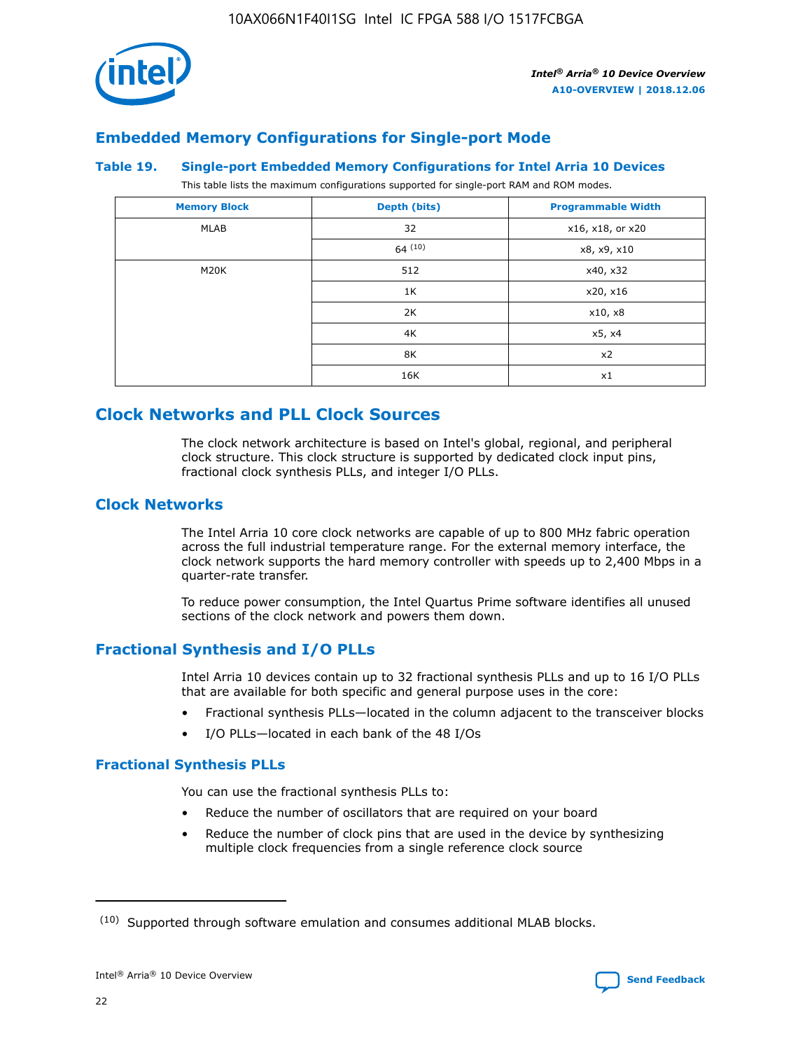## Embedded Memory Configurations for Single-port Mode

### Table 19. Single-port Embedded Memory Configurations for Intel Arria 10 Devices

This table lists the maximum configurations supported for single-port RAM and ROM modes.

| Memory Block | Depth (bits) | Programmable Width |
|---|---|---|
| MLAB | 32 | x16, x18, or x20 |
| | 64 [10] | x8, x9, x10 |
| M20K | 512 | x40, x32 |
| | 1K | x20, x16 |
| | 2K | x10, x8 |
| | 4K | x5, x4 |
| | 8K | x2 |
| | 16K | x1 |

# Clock Networks and PLL Clock Sources

The clock network architecture is based on Intel's global, regional, and peripheral clock structure. This clock structure is supported by dedicated clock input pins, fractional clock synthesis PLLs, and integer I/O PLLs.

## Clock Networks

The Intel Arria 10 core clock networks are capable of up to 800 MHz fabric operation across the full industrial temperature range. For the external memory interface, the clock network supports the hard memory controller with speeds up to 2,400 Mbps in a quarter-rate transfer.

To reduce power consumption, the Intel Quartus Prime software identifies all unused sections of the clock network and powers them down.

## Fractional Synthesis and I/O PLLs

Intel Arria 10 devices contain up to 32 fractional synthesis PLLs and up to 16 I/O PLLs that are available for both specific and general purpose uses in the core:

- Fractional synthesis PLLs—located in the column adjacent to the transceiver blocks
- I/O PLLs—located in each bank of the 48 I/Os

### Fractional Synthesis PLLs

You can use the fractional synthesis PLLs to:

- Reduce the number of oscillators that are required on your board
- Reduce the number of clock pins that are used in the device by synthesizing multiple clock frequencies from a single reference clock source

---

(10) Supported through software emulation and consumes additional MLAB blocks.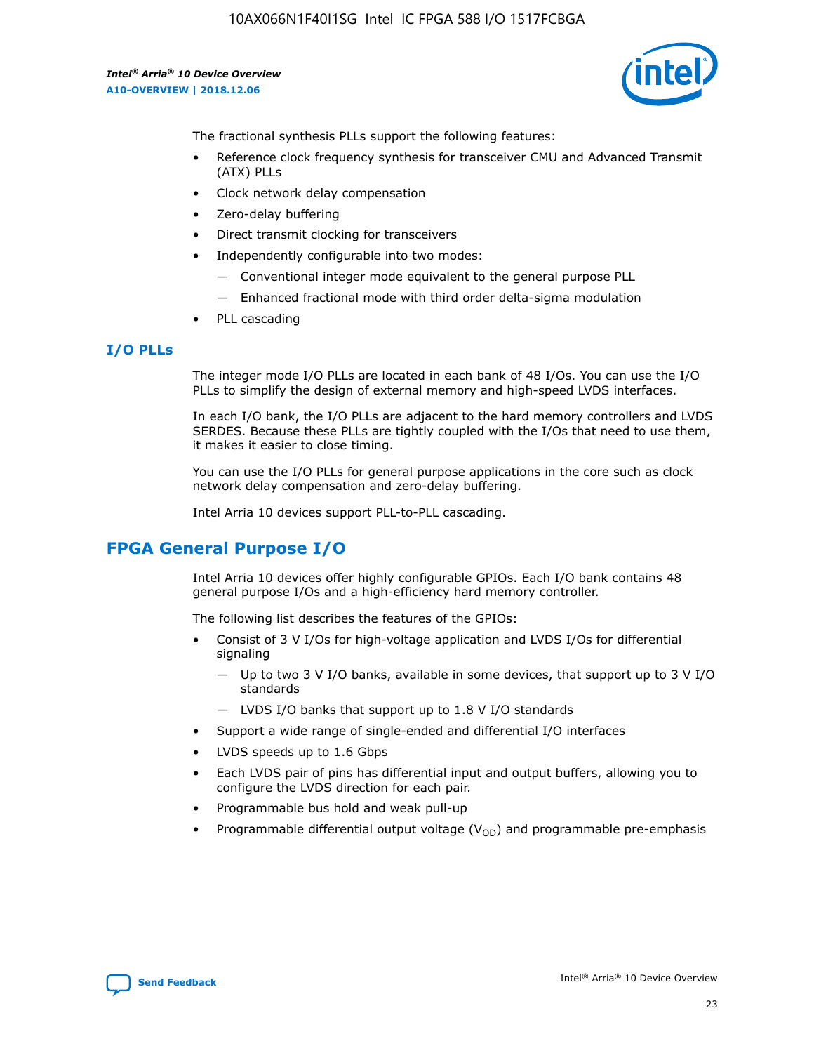The fractional synthesis PLLs support the following features:

- Reference clock frequency synthesis for transceiver CMU and Advanced Transmit (ATX) PLLs
- Clock network delay compensation
- Zero-delay buffering
- Direct transmit clocking for transceivers
- Independently configurable into two modes:
  - Conventional integer mode equivalent to the general purpose PLL
  - Enhanced fractional mode with third order delta-sigma modulation
- PLL cascading

### I/O PLLs

The integer mode I/O PLLs are located in each bank of 48 I/Os. You can use the I/O PLLs to simplify the design of external memory and high-speed LVDS interfaces.

In each I/O bank, the I/O PLLs are adjacent to the hard memory controllers and LVDS SERDES. Because these PLLs are tightly coupled with the I/Os that need to use them, it makes it easier to close timing.

You can use the I/O PLLs for general purpose applications in the core such as clock network delay compensation and zero-delay buffering.

Intel Arria 10 devices support PLL-to-PLL cascading.

## FPGA General Purpose I/O

Intel Arria 10 devices offer highly configurable GPIOs. Each I/O bank contains 48 general purpose I/Os and a high-efficiency hard memory controller.

The following list describes the features of the GPIOs:

- Consist of 3 V I/Os for high-voltage application and LVDS I/Os for differential signaling
  - Up to two 3 V I/O banks, available in some devices, that support up to 3 V I/O standards
  - LVDS I/O banks that support up to 1.8 V I/O standards
- Support a wide range of single-ended and differential I/O interfaces
- LVDS speeds up to 1.6 Gbps
- Each LVDS pair of pins has differential input and output buffers, allowing you to configure the LVDS direction for each pair.
- Programmable bus hold and weak pull-up
- Programmable differential output voltage ($V_{OD}$) and programmable pre-emphasis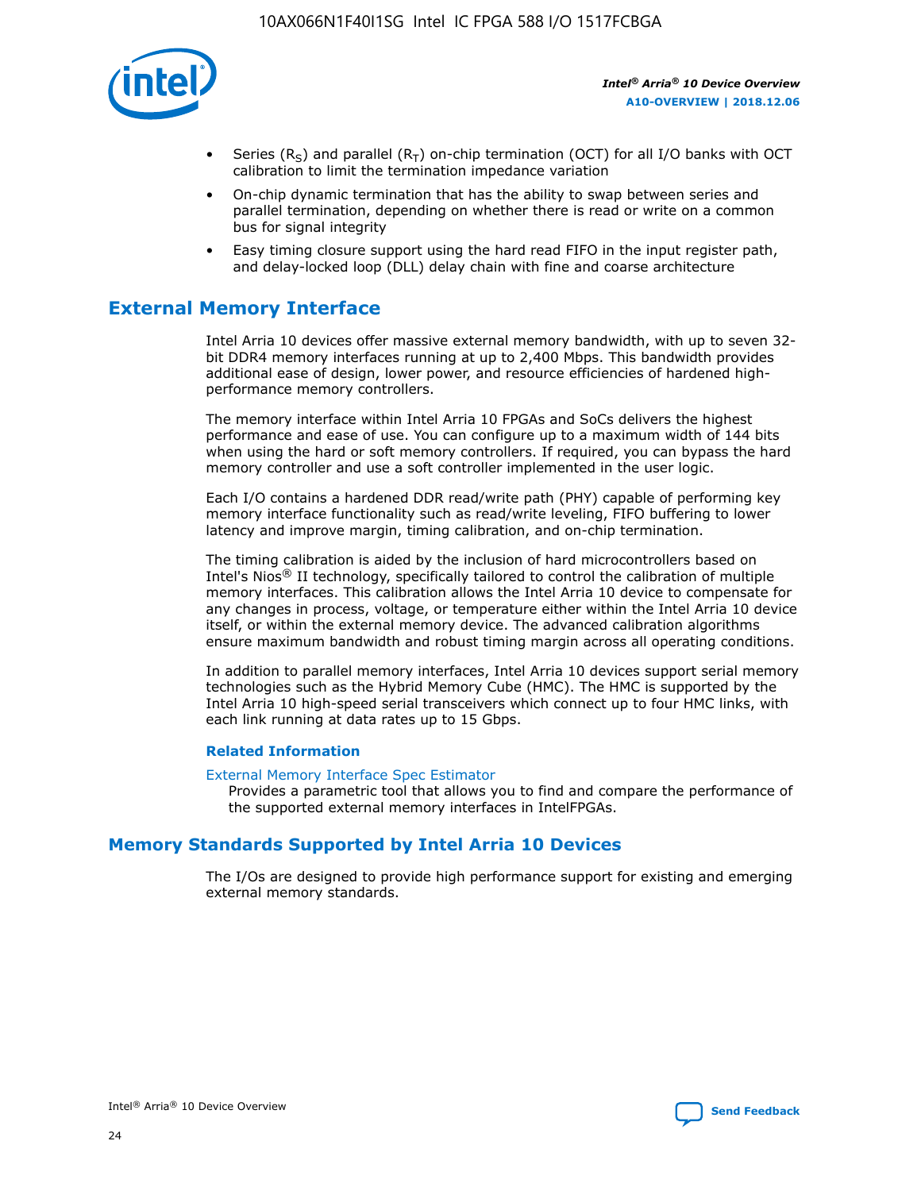- Series ($R_S$) and parallel ($R_T$) on-chip termination (OCT) for all I/O banks with OCT calibration to limit the termination impedance variation
- On-chip dynamic termination that has the ability to swap between series and parallel termination, depending on whether there is read or write on a common bus for signal integrity
- Easy timing closure support using the hard read FIFO in the input register path, and delay-locked loop (DLL) delay chain with fine and coarse architecture

## External Memory Interface

Intel Arria 10 devices offer massive external memory bandwidth, with up to seven 32-bit DDR4 memory interfaces running at up to 2,400 Mbps. This bandwidth provides additional ease of design, lower power, and resource efficiencies of hardened high-performance memory controllers.

The memory interface within Intel Arria 10 FPGAs and SoCs delivers the highest performance and ease of use. You can configure up to a maximum width of 144 bits when using the hard or soft memory controllers. If required, you can bypass the hard memory controller and use a soft controller implemented in the user logic.

Each I/O contains a hardened DDR read/write path (PHY) capable of performing key memory interface functionality such as read/write leveling, FIFO buffering to lower latency and improve margin, timing calibration, and on-chip termination.

The timing calibration is aided by the inclusion of hard microcontrollers based on Intel's Nios® II technology, specifically tailored to control the calibration of multiple memory interfaces. This calibration allows the Intel Arria 10 device to compensate for any changes in process, voltage, or temperature either within the Intel Arria 10 device itself, or within the external memory device. The advanced calibration algorithms ensure maximum bandwidth and robust timing margin across all operating conditions.

In addition to parallel memory interfaces, Intel Arria 10 devices support serial memory technologies such as the Hybrid Memory Cube (HMC). The HMC is supported by the Intel Arria 10 high-speed serial transceivers which connect up to four HMC links, with each link running at data rates up to 15 Gbps.

### Related Information

External Memory Interface Spec Estimator
Provides a parametric tool that allows you to find and compare the performance of the supported external memory interfaces in IntelFPGAs.

## Memory Standards Supported by Intel Arria 10 Devices

The I/Os are designed to provide high performance support for existing and emerging external memory standards.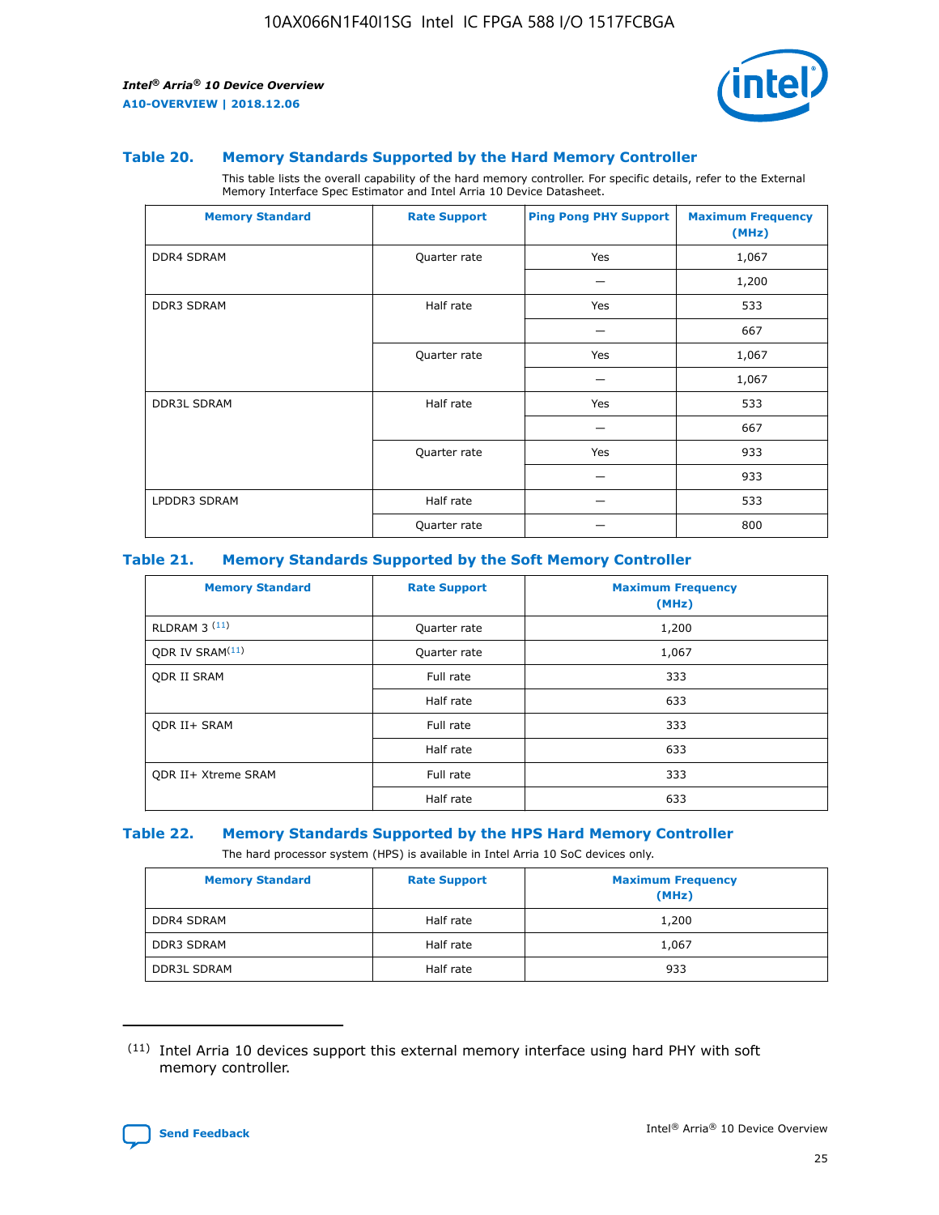### Table 20. Memory Standards Supported by the Hard Memory Controller

This table lists the overall capability of the hard memory controller. For specific details, refer to the External Memory Interface Spec Estimator and Intel Arria 10 Device Datasheet.

| Memory Standard | Rate Support | Ping Pong PHY Support | Maximum Frequency (MHz) |
|---|---|---|---|
| DDR4 SDRAM | Quarter rate | Yes | 1,067 |
| | | — | 1,200 |
| DDR3 SDRAM | Half rate | Yes | 533 |
| | | — | 667 |
| | Quarter rate | Yes | 1,067 |
| | | — | 1,067 |
| DDR3L SDRAM | Half rate | Yes | 533 |
| | | — | 667 |
| | Quarter rate | Yes | 933 |
| | | — | 933 |
| LPDDR3 SDRAM | Half rate | — | 533 |
| | Quarter rate | — | 800 |

### Table 21. Memory Standards Supported by the Soft Memory Controller

| Memory Standard | Rate Support | Maximum Frequency (MHz) |
|---|---|---|
| RLDRAM 3 [11] | Quarter rate | 1,200 |
| QDR IV SRAM[11] | Quarter rate | 1,067 |
| QDR II SRAM | Full rate | 333 |
| | Half rate | 633 |
| QDR II+ SRAM | Full rate | 333 |
| | Half rate | 633 |
| QDR II+ Xtreme SRAM | Full rate | 333 |
| | Half rate | 633 |

### Table 22. Memory Standards Supported by the HPS Hard Memory Controller

The hard processor system (HPS) is available in Intel Arria 10 SoC devices only.

| Memory Standard | Rate Support | Maximum Frequency (MHz) |
|---|---|---|
| DDR4 SDRAM | Half rate | 1,200 |
| DDR3 SDRAM | Half rate | 1,067 |
| DDR3L SDRAM | Half rate | 933 |

(11) Intel Arria 10 devices support this external memory interface using hard PHY with soft memory controller.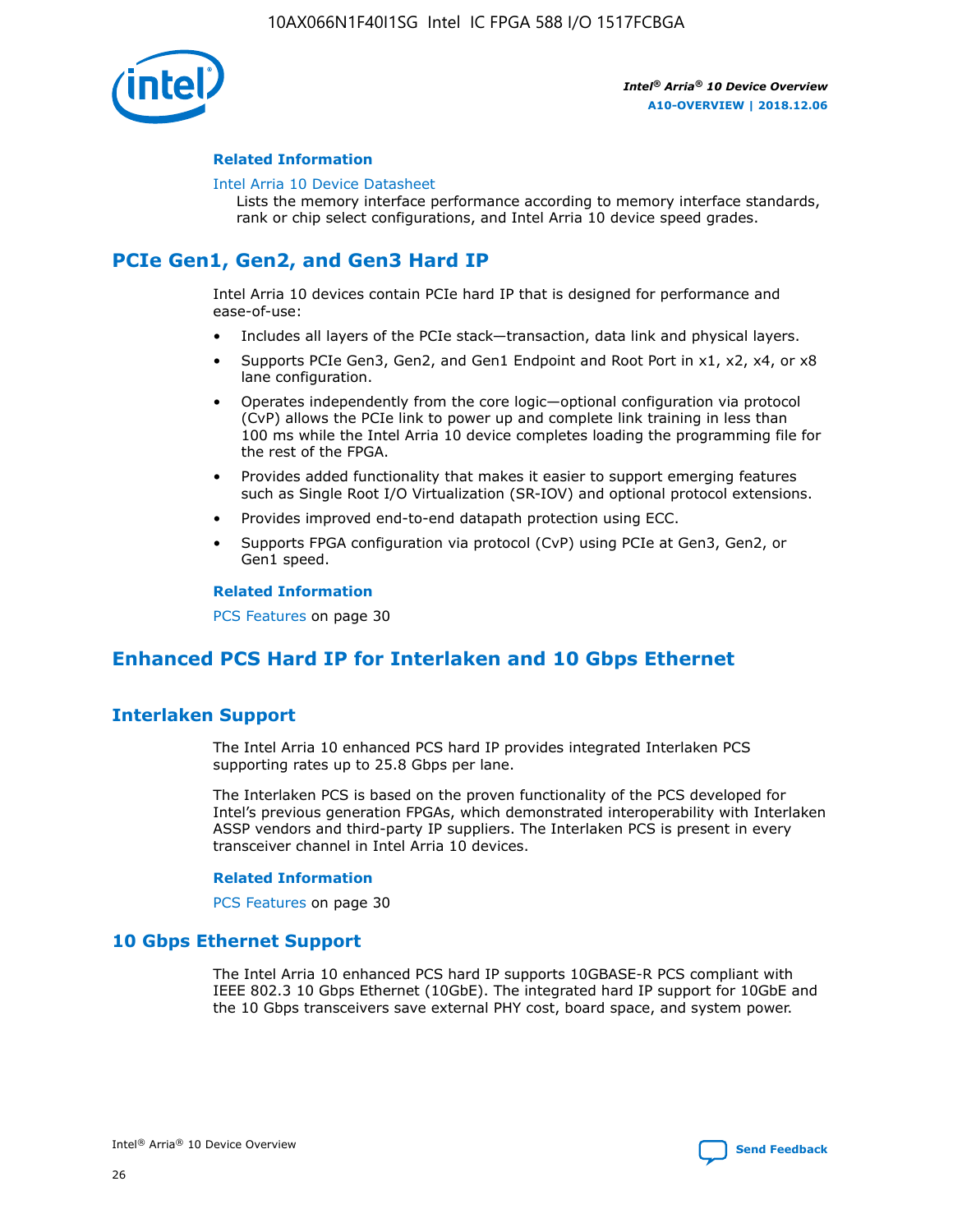#### Related Information

Intel Arria 10 Device Datasheet
Lists the memory interface performance according to memory interface standards, rank or chip select configurations, and Intel Arria 10 device speed grades.

## PCIe Gen1, Gen2, and Gen3 Hard IP

Intel Arria 10 devices contain PCIe hard IP that is designed for performance and ease-of-use:

- Includes all layers of the PCIe stack—transaction, data link and physical layers.
- Supports PCIe Gen3, Gen2, and Gen1 Endpoint and Root Port in x1, x2, x4, or x8 lane configuration.
- Operates independently from the core logic—optional configuration via protocol (CvP) allows the PCIe link to power up and complete link training in less than 100 ms while the Intel Arria 10 device completes loading the programming file for the rest of the FPGA.
- Provides added functionality that makes it easier to support emerging features such as Single Root I/O Virtualization (SR-IOV) and optional protocol extensions.
- Provides improved end-to-end datapath protection using ECC.
- Supports FPGA configuration via protocol (CvP) using PCIe at Gen3, Gen2, or Gen1 speed.

#### Related Information

PCS Features on page 30

## Enhanced PCS Hard IP for Interlaken and 10 Gbps Ethernet

### Interlaken Support

The Intel Arria 10 enhanced PCS hard IP provides integrated Interlaken PCS supporting rates up to 25.8 Gbps per lane.

The Interlaken PCS is based on the proven functionality of the PCS developed for Intel's previous generation FPGAs, which demonstrated interoperability with Interlaken ASSP vendors and third-party IP suppliers. The Interlaken PCS is present in every transceiver channel in Intel Arria 10 devices.

#### Related Information

PCS Features on page 30

### 10 Gbps Ethernet Support

The Intel Arria 10 enhanced PCS hard IP supports 10GBASE-R PCS compliant with IEEE 802.3 10 Gbps Ethernet (10GbE). The integrated hard IP support for 10GbE and the 10 Gbps transceivers save external PHY cost, board space, and system power.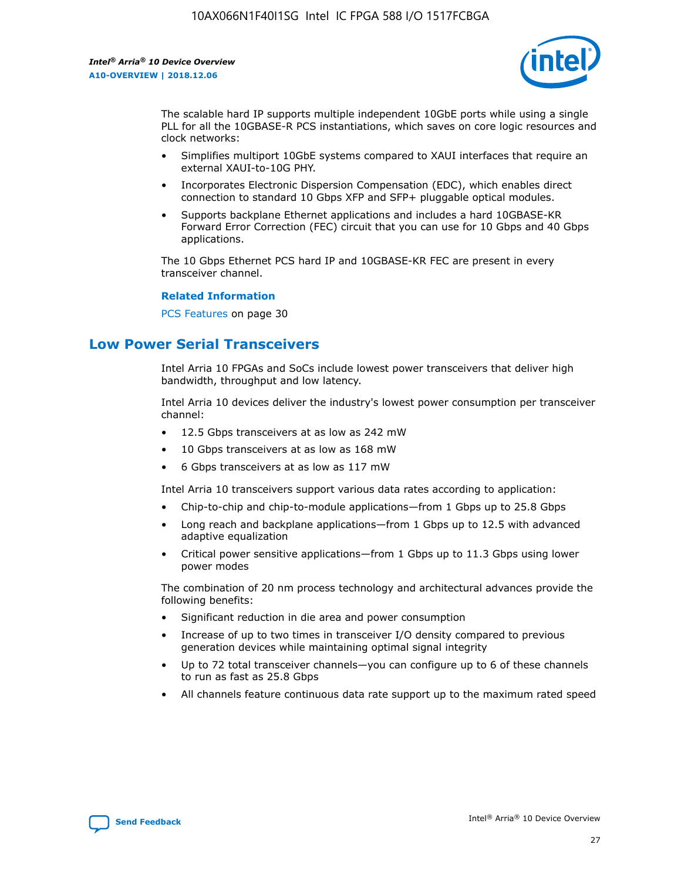The scalable hard IP supports multiple independent 10GbE ports while using a single PLL for all the 10GBASE-R PCS instantiations, which saves on core logic resources and clock networks:

- Simplifies multiport 10GbE systems compared to XAUI interfaces that require an external XAUI-to-10G PHY.
- Incorporates Electronic Dispersion Compensation (EDC), which enables direct connection to standard 10 Gbps XFP and SFP+ pluggable optical modules.
- Supports backplane Ethernet applications and includes a hard 10GBASE-KR Forward Error Correction (FEC) circuit that you can use for 10 Gbps and 40 Gbps applications.

The 10 Gbps Ethernet PCS hard IP and 10GBASE-KR FEC are present in every transceiver channel.

**Related Information**

PCS Features on page 30

## Low Power Serial Transceivers

Intel Arria 10 FPGAs and SoCs include lowest power transceivers that deliver high bandwidth, throughput and low latency.

Intel Arria 10 devices deliver the industry's lowest power consumption per transceiver channel:

- 12.5 Gbps transceivers at as low as 242 mW
- 10 Gbps transceivers at as low as 168 mW
- 6 Gbps transceivers at as low as 117 mW

Intel Arria 10 transceivers support various data rates according to application:

- Chip-to-chip and chip-to-module applications—from 1 Gbps up to 25.8 Gbps
- Long reach and backplane applications—from 1 Gbps up to 12.5 with advanced adaptive equalization
- Critical power sensitive applications—from 1 Gbps up to 11.3 Gbps using lower power modes

The combination of 20 nm process technology and architectural advances provide the following benefits:

- Significant reduction in die area and power consumption
- Increase of up to two times in transceiver I/O density compared to previous generation devices while maintaining optimal signal integrity
- Up to 72 total transceiver channels—you can configure up to 6 of these channels to run as fast as 25.8 Gbps
- All channels feature continuous data rate support up to the maximum rated speed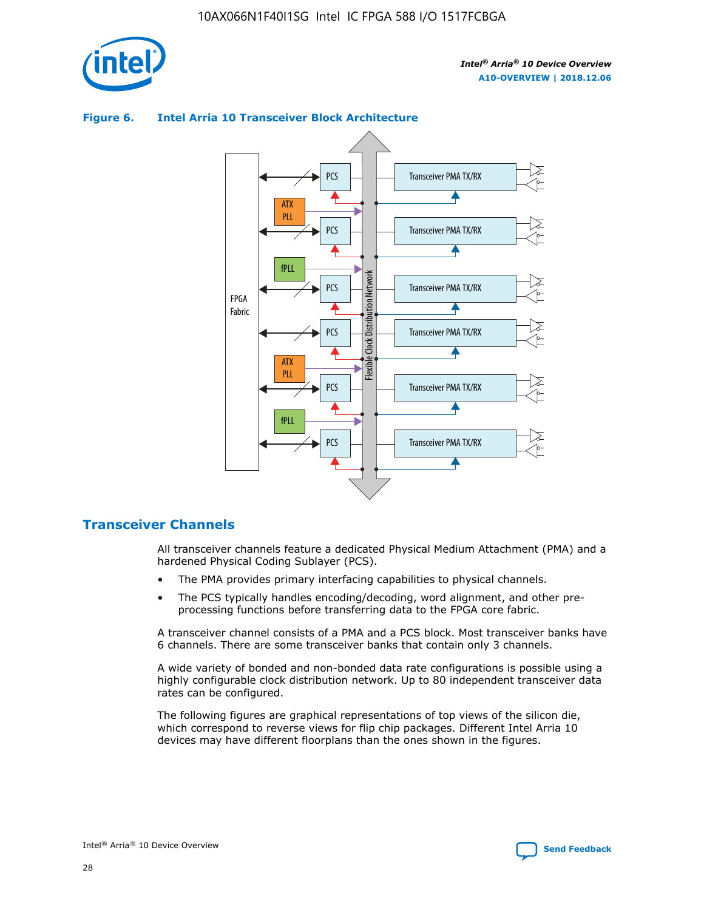**Figure 6. Intel Arria 10 Transceiver Block Architecture**

## Transceiver Channels

All transceiver channels feature a dedicated Physical Medium Attachment (PMA) and a hardened Physical Coding Sublayer (PCS).

- The PMA provides primary interfacing capabilities to physical channels.
- The PCS typically handles encoding/decoding, word alignment, and other pre-processing functions before transferring data to the FPGA core fabric.

A transceiver channel consists of a PMA and a PCS block. Most transceiver banks have 6 channels. There are some transceiver banks that contain only 3 channels.

A wide variety of bonded and non-bonded data rate configurations is possible using a highly configurable clock distribution network. Up to 80 independent transceiver data rates can be configured.

The following figures are graphical representations of top views of the silicon die, which correspond to reverse views for flip chip packages. Different Intel Arria 10 devices may have different floorplans than the ones shown in the figures.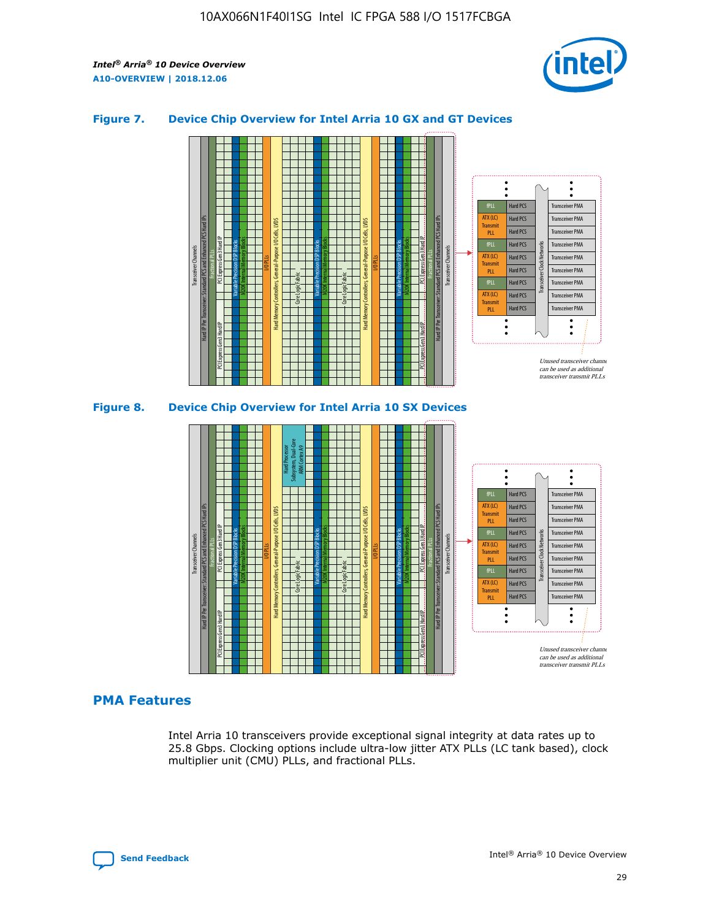### Figure 7. Device Chip Overview for Intel Arria 10 GX and GT Devices

### Figure 8. Device Chip Overview for Intel Arria 10 SX Devices

## PMA Features

Intel Arria 10 transceivers provide exceptional signal integrity at data rates up to 25.8 Gbps. Clocking options include ultra-low jitter ATX PLLs (LC tank based), clock multiplier unit (CMU) PLLs, and fractional PLLs.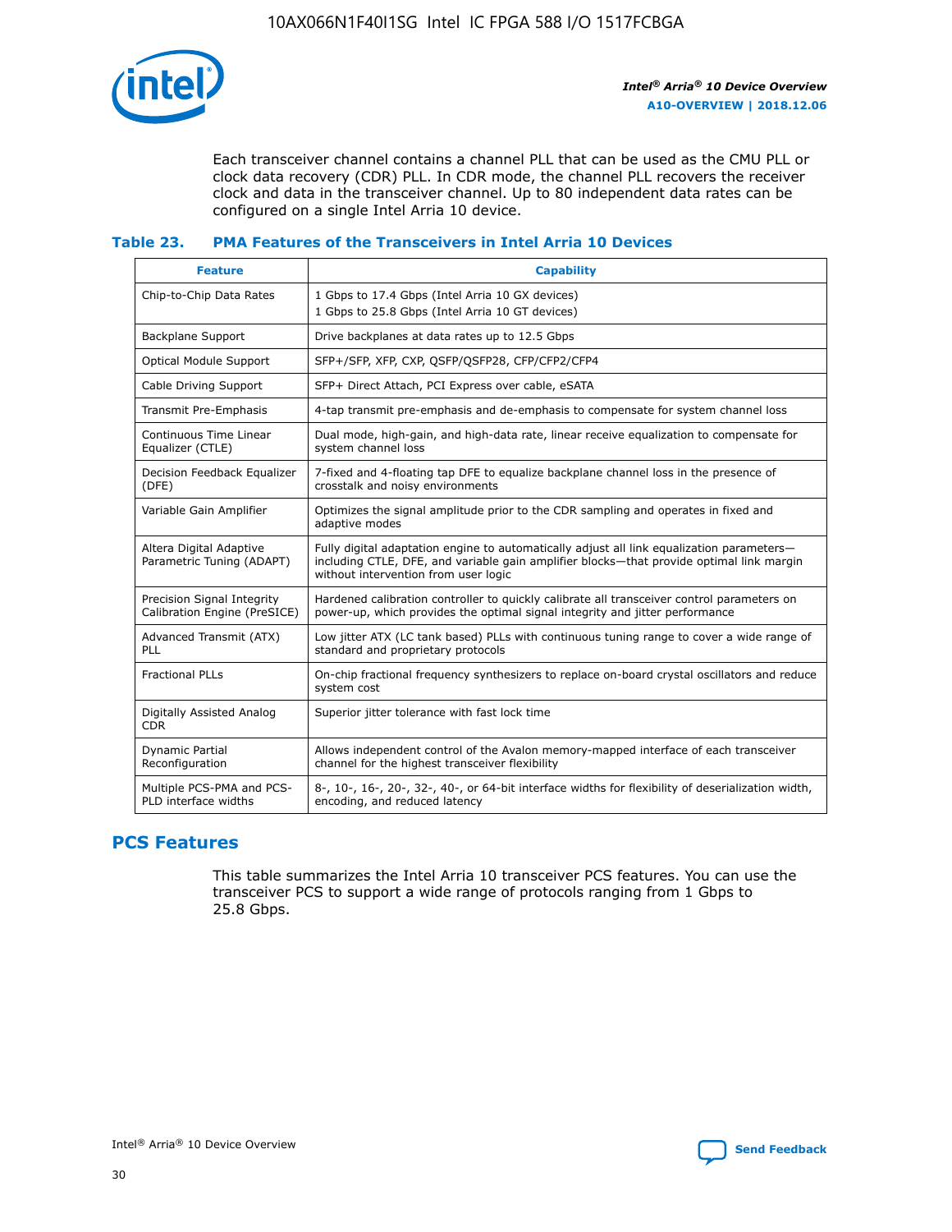Each transceiver channel contains a channel PLL that can be used as the CMU PLL or clock data recovery (CDR) PLL. In CDR mode, the channel PLL recovers the receiver clock and data in the transceiver channel. Up to 80 independent data rates can be configured on a single Intel Arria 10 device.

### Table 23. PMA Features of the Transceivers in Intel Arria 10 Devices

| Feature | Capability |
| --- | --- |
| Chip-to-Chip Data Rates | 1 Gbps to 17.4 Gbps (Intel Arria 10 GX devices)<br>1 Gbps to 25.8 Gbps (Intel Arria 10 GT devices) |
| Backplane Support | Drive backplanes at data rates up to 12.5 Gbps |
| Optical Module Support | SFP+/SFP, XFP, CXP, QSFP/QSFP28, CFP/CFP2/CFP4 |
| Cable Driving Support | SFP+ Direct Attach, PCI Express over cable, eSATA |
| Transmit Pre-Emphasis | 4-tap transmit pre-emphasis and de-emphasis to compensate for system channel loss |
| Continuous Time Linear Equalizer (CTLE) | Dual mode, high-gain, and high-data rate, linear receive equalization to compensate for system channel loss |
| Decision Feedback Equalizer (DFE) | 7-fixed and 4-floating tap DFE to equalize backplane channel loss in the presence of crosstalk and noisy environments |
| Variable Gain Amplifier | Optimizes the signal amplitude prior to the CDR sampling and operates in fixed and adaptive modes |
| Altera Digital Adaptive Parametric Tuning (ADAPT) | Fully digital adaptation engine to automatically adjust all link equalization parameters—including CTLE, DFE, and variable gain amplifier blocks—that provide optimal link margin without intervention from user logic |
| Precision Signal Integrity Calibration Engine (PreSICE) | Hardened calibration controller to quickly calibrate all transceiver control parameters on power-up, which provides the optimal signal integrity and jitter performance |
| Advanced Transmit (ATX) PLL | Low jitter ATX (LC tank based) PLLs with continuous tuning range to cover a wide range of standard and proprietary protocols |
| Fractional PLLs | On-chip fractional frequency synthesizers to replace on-board crystal oscillators and reduce system cost |
| Digitally Assisted Analog CDR | Superior jitter tolerance with fast lock time |
| Dynamic Partial Reconfiguration | Allows independent control of the Avalon memory-mapped interface of each transceiver channel for the highest transceiver flexibility |
| Multiple PCS-PMA and PCS-PLD interface widths | 8-, 10-, 16-, 20-, 32-, 40-, or 64-bit interface widths for flexibility of deserialization width, encoding, and reduced latency |

## PCS Features

This table summarizes the Intel Arria 10 transceiver PCS features. You can use the transceiver PCS to support a wide range of protocols ranging from 1 Gbps to 25.8 Gbps.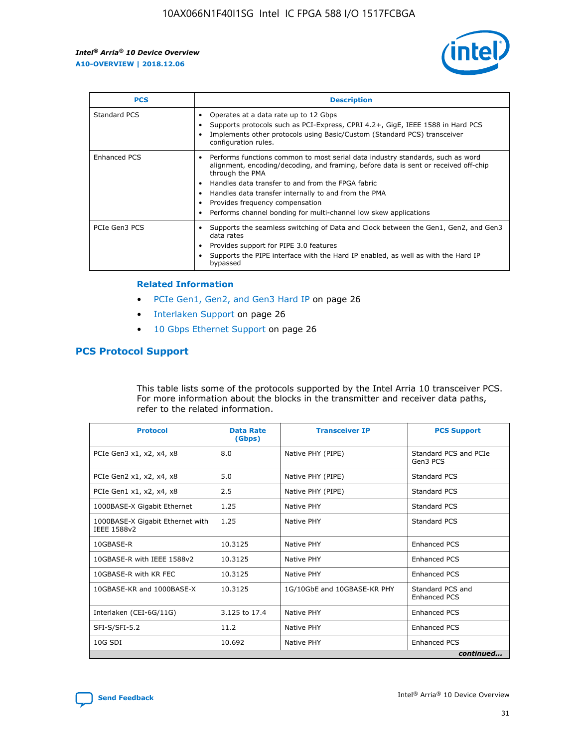| PCS | Description |
| --- | --- |
| Standard PCS | • Operates at a data rate up to 12 Gbps<br>• Supports protocols such as PCI-Express, CPRI 4.2+, GigE, IEEE 1588 in Hard PCS<br>• Implements other protocols using Basic/Custom (Standard PCS) transceiver configuration rules. |
| Enhanced PCS | • Performs functions common to most serial data industry standards, such as word alignment, encoding/decoding, and framing, before data is sent or received off-chip through the PMA<br>• Handles data transfer to and from the FPGA fabric<br>• Handles data transfer internally to and from the PMA<br>• Provides frequency compensation<br>• Performs channel bonding for multi-channel low skew applications |
| PCIe Gen3 PCS | • Supports the seamless switching of Data and Clock between the Gen1, Gen2, and Gen3 data rates<br>• Provides support for PIPE 3.0 features<br>• Supports the PIPE interface with the Hard IP enabled, as well as with the Hard IP bypassed |

**Related Information**

- PCIe Gen1, Gen2, and Gen3 Hard IP on page 26
- Interlaken Support on page 26
- 10 Gbps Ethernet Support on page 26

## PCS Protocol Support

This table lists some of the protocols supported by the Intel Arria 10 transceiver PCS. For more information about the blocks in the transmitter and receiver data paths, refer to the related information.

| Protocol | Data Rate (Gbps) | Transceiver IP | PCS Support |
| --- | --- | --- | --- |
| PCIe Gen3 x1, x2, x4, x8 | 8.0 | Native PHY (PIPE) | Standard PCS and PCIe Gen3 PCS |
| PCIe Gen2 x1, x2, x4, x8 | 5.0 | Native PHY (PIPE) | Standard PCS |
| PCIe Gen1 x1, x2, x4, x8 | 2.5 | Native PHY (PIPE) | Standard PCS |
| 1000BASE-X Gigabit Ethernet | 1.25 | Native PHY | Standard PCS |
| 1000BASE-X Gigabit Ethernet with IEEE 1588v2 | 1.25 | Native PHY | Standard PCS |
| 10GBASE-R | 10.3125 | Native PHY | Enhanced PCS |
| 10GBASE-R with IEEE 1588v2 | 10.3125 | Native PHY | Enhanced PCS |
| 10GBASE-R with KR FEC | 10.3125 | Native PHY | Enhanced PCS |
| 10GBASE-KR and 1000BASE-X | 10.3125 | 1G/10GbE and 10GBASE-KR PHY | Standard PCS and Enhanced PCS |
| Interlaken (CEI-6G/11G) | 3.125 to 17.4 | Native PHY | Enhanced PCS |
| SFI-S/SFI-5.2 | 11.2 | Native PHY | Enhanced PCS |
| 10G SDI | 10.692 | Native PHY | Enhanced PCS |

*continued...*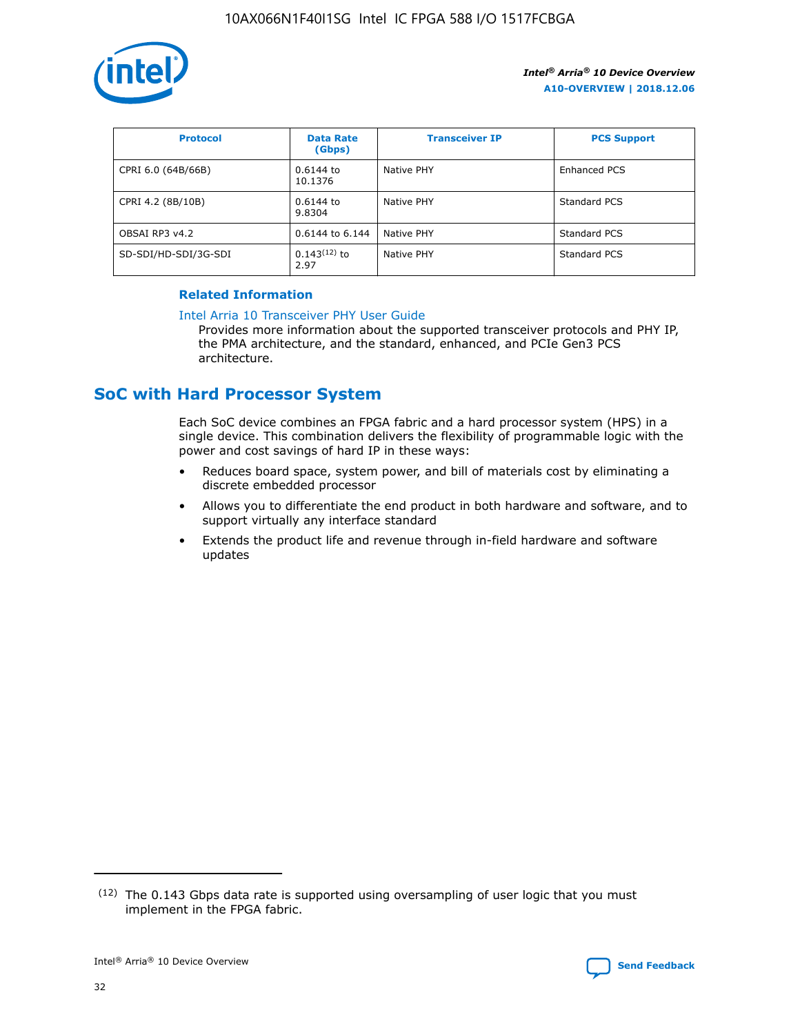| Protocol | Data Rate (Gbps) | Transceiver IP | PCS Support |
|---|---|---|---|
| CPRI 6.0 (64B/66B) | 0.6144 to 10.1376 | Native PHY | Enhanced PCS |
| CPRI 4.2 (8B/10B) | 0.6144 to 9.8304 | Native PHY | Standard PCS |
| OBSAI RP3 v4.2 | 0.6144 to 6.144 | Native PHY | Standard PCS |
| SD-SDI/HD-SDI/3G-SDI | 0.143[12] to 2.97 | Native PHY | Standard PCS |

**Related Information**

Intel Arria 10 Transceiver PHY User Guide
Provides more information about the supported transceiver protocols and PHY IP, the PMA architecture, and the standard, enhanced, and PCIe Gen3 PCS architecture.

## SoC with Hard Processor System

Each SoC device combines an FPGA fabric and a hard processor system (HPS) in a single device. This combination delivers the flexibility of programmable logic with the power and cost savings of hard IP in these ways:

- Reduces board space, system power, and bill of materials cost by eliminating a discrete embedded processor
- Allows you to differentiate the end product in both hardware and software, and to support virtually any interface standard
- Extends the product life and revenue through in-field hardware and software updates

[12] The 0.143 Gbps data rate is supported using oversampling of user logic that you must implement in the FPGA fabric.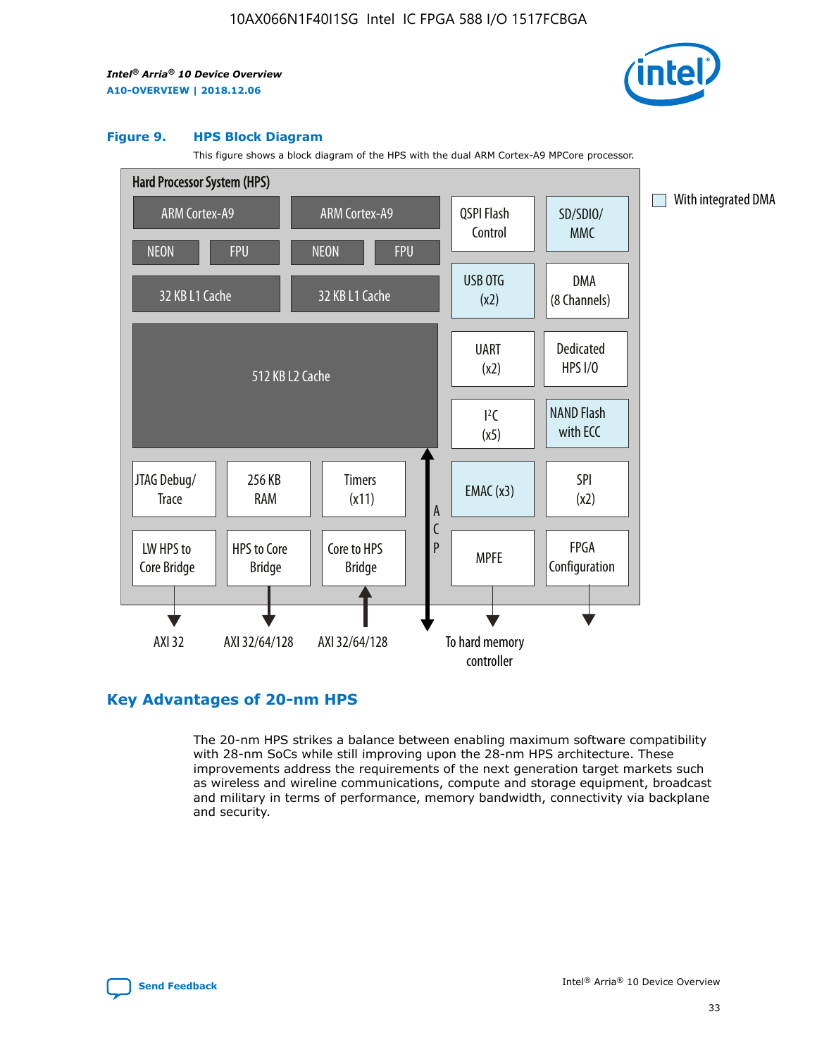**Figure 9. HPS Block Diagram**

This figure shows a block diagram of the HPS with the dual ARM Cortex-A9 MPCore processor.

## Key Advantages of 20-nm HPS

The 20-nm HPS strikes a balance between enabling maximum software compatibility with 28-nm SoCs while still improving upon the 28-nm HPS architecture. These improvements address the requirements of the next generation target markets such as wireless and wireline communications, compute and storage equipment, broadcast and military in terms of performance, memory bandwidth, connectivity via backplane and security.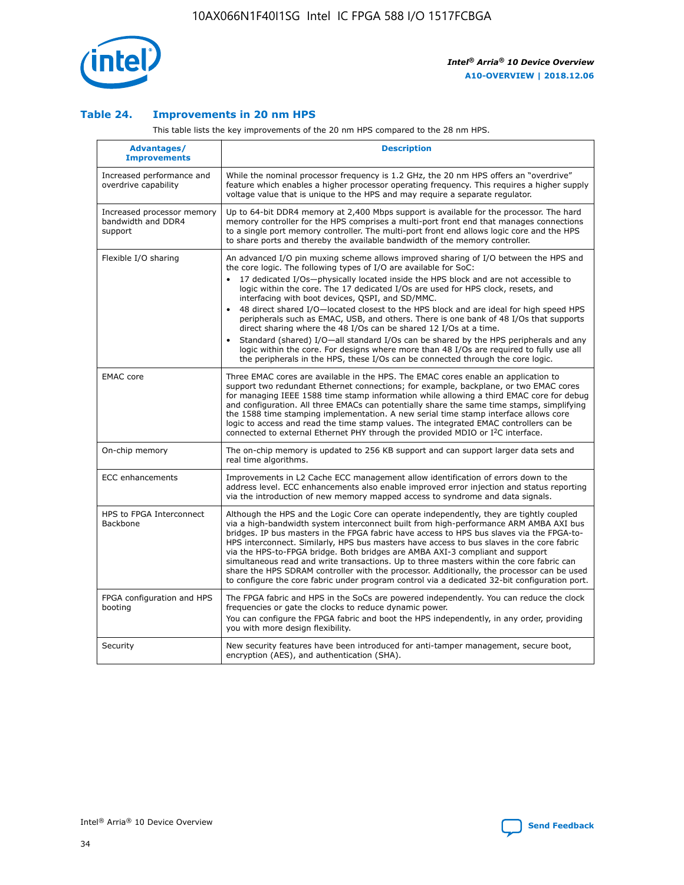### Table 24. Improvements in 20 nm HPS

This table lists the key improvements of the 20 nm HPS compared to the 28 nm HPS.

| Advantages/ Improvements | Description |
|---|---|
| Increased performance and overdrive capability | While the nominal processor frequency is 1.2 GHz, the 20 nm HPS offers an "overdrive" feature which enables a higher processor operating frequency. This requires a higher supply voltage value that is unique to the HPS and may require a separate regulator. |
| Increased processor memory bandwidth and DDR4 support | Up to 64-bit DDR4 memory at 2,400 Mbps support is available for the processor. The hard memory controller for the HPS comprises a multi-port front end that manages connections to a single port memory controller. The multi-port front end allows logic core and the HPS to share ports and thereby the available bandwidth of the memory controller. |
| Flexible I/O sharing | An advanced I/O pin muxing scheme allows improved sharing of I/O between the HPS and the core logic. The following types of I/O are available for SoC:<br>• 17 dedicated I/Os—physically located inside the HPS block and are not accessible to logic within the core. The 17 dedicated I/Os are used for HPS clock, resets, and interfacing with boot devices, QSPI, and SD/MMC.<br>• 48 direct shared I/O—located closest to the HPS block and are ideal for high speed HPS peripherals such as EMAC, USB, and others. There is one bank of 48 I/Os that supports direct sharing where the 48 I/Os can be shared 12 I/Os at a time.<br>• Standard (shared) I/O—all standard I/Os can be shared by the HPS peripherals and any logic within the core. For designs where more than 48 I/Os are required to fully use all the peripherals in the HPS, these I/Os can be connected through the core logic. |
| EMAC core | Three EMAC cores are available in the HPS. The EMAC cores enable an application to support two redundant Ethernet connections; for example, backplane, or two EMAC cores for managing IEEE 1588 time stamp information while allowing a third EMAC core for debug and configuration. All three EMACs can potentially share the same time stamps, simplifying the 1588 time stamping implementation. A new serial time stamp interface allows core logic to access and read the time stamp values. The integrated EMAC controllers can be connected to external Ethernet PHY through the provided MDIO or I²C interface. |
| On-chip memory | The on-chip memory is updated to 256 KB support and can support larger data sets and real time algorithms. |
| ECC enhancements | Improvements in L2 Cache ECC management allow identification of errors down to the address level. ECC enhancements also enable improved error injection and status reporting via the introduction of new memory mapped access to syndrome and data signals. |
| HPS to FPGA Interconnect Backbone | Although the HPS and the Logic Core can operate independently, they are tightly coupled via a high-bandwidth system interconnect built from high-performance ARM AMBA AXI bus bridges. IP bus masters in the FPGA fabric have access to HPS bus slaves via the FPGA-to-HPS interconnect. Similarly, HPS bus masters have access to bus slaves in the core fabric via the HPS-to-FPGA bridge. Both bridges are AMBA AXI-3 compliant and support simultaneous read and write transactions. Up to three masters within the core fabric can share the HPS SDRAM controller with the processor. Additionally, the processor can be used to configure the core fabric under program control via a dedicated 32-bit configuration port. |
| FPGA configuration and HPS booting | The FPGA fabric and HPS in the SoCs are powered independently. You can reduce the clock frequencies or gate the clocks to reduce dynamic power.<br>You can configure the FPGA fabric and boot the HPS independently, in any order, providing you with more design flexibility. |
| Security | New security features have been introduced for anti-tamper management, secure boot, encryption (AES), and authentication (SHA). |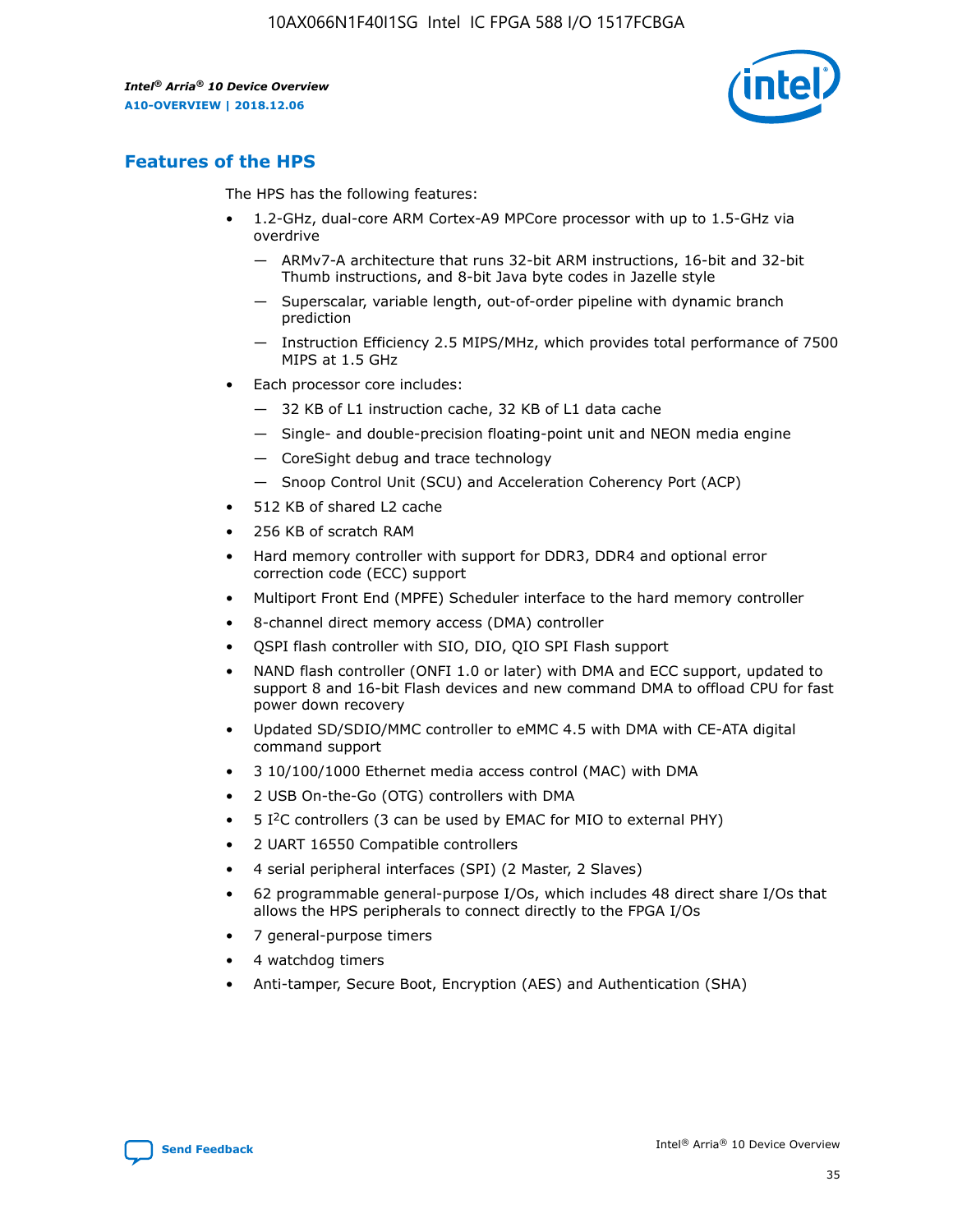## Features of the HPS

The HPS has the following features:

- 1.2-GHz, dual-core ARM Cortex-A9 MPCore processor with up to 1.5-GHz via overdrive
  - — ARMv7-A architecture that runs 32-bit ARM instructions, 16-bit and 32-bit Thumb instructions, and 8-bit Java byte codes in Jazelle style
  - — Superscalar, variable length, out-of-order pipeline with dynamic branch prediction
  - — Instruction Efficiency 2.5 MIPS/MHz, which provides total performance of 7500 MIPS at 1.5 GHz
- Each processor core includes:
  - — 32 KB of L1 instruction cache, 32 KB of L1 data cache
  - — Single- and double-precision floating-point unit and NEON media engine
  - — CoreSight debug and trace technology
  - — Snoop Control Unit (SCU) and Acceleration Coherency Port (ACP)
- 512 KB of shared L2 cache
- 256 KB of scratch RAM
- Hard memory controller with support for DDR3, DDR4 and optional error correction code (ECC) support
- Multiport Front End (MPFE) Scheduler interface to the hard memory controller
- 8-channel direct memory access (DMA) controller
- QSPI flash controller with SIO, DIO, QIO SPI Flash support
- NAND flash controller (ONFI 1.0 or later) with DMA and ECC support, updated to support 8 and 16-bit Flash devices and new command DMA to offload CPU for fast power down recovery
- Updated SD/SDIO/MMC controller to eMMC 4.5 with DMA with CE-ATA digital command support
- 3 10/100/1000 Ethernet media access control (MAC) with DMA
- 2 USB On-the-Go (OTG) controllers with DMA
- 5 I²C controllers (3 can be used by EMAC for MIO to external PHY)
- 2 UART 16550 Compatible controllers
- 4 serial peripheral interfaces (SPI) (2 Master, 2 Slaves)
- 62 programmable general-purpose I/Os, which includes 48 direct share I/Os that allows the HPS peripherals to connect directly to the FPGA I/Os
- 7 general-purpose timers
- 4 watchdog timers
- Anti-tamper, Secure Boot, Encryption (AES) and Authentication (SHA)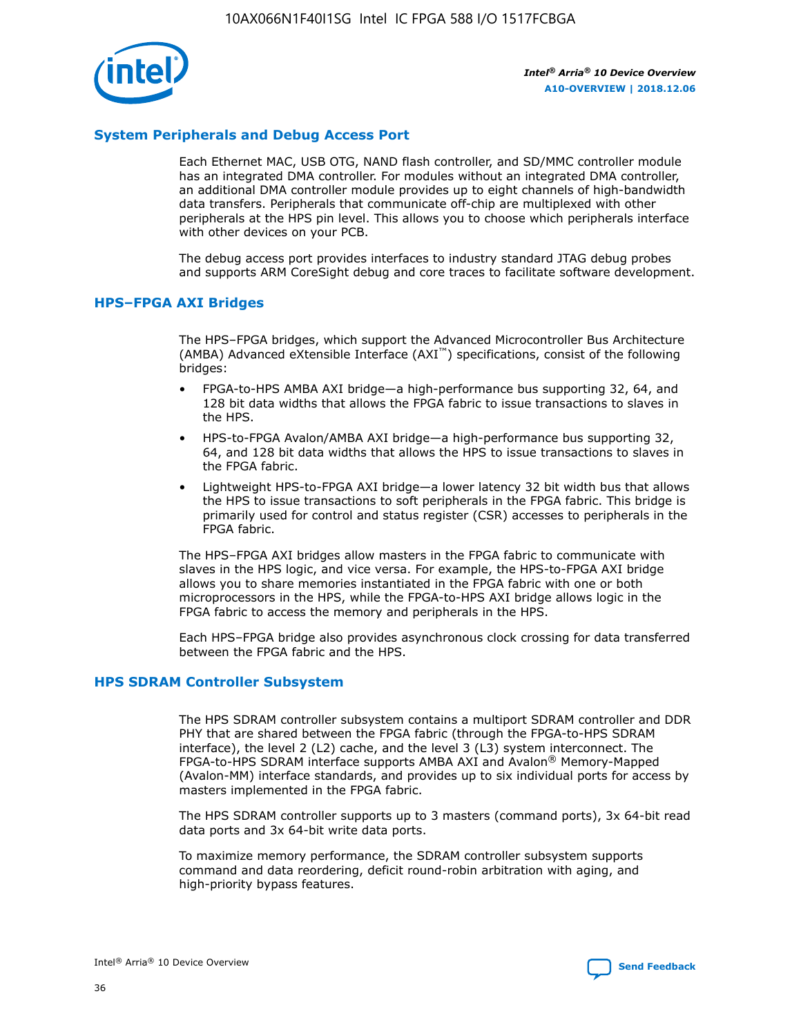## System Peripherals and Debug Access Port

Each Ethernet MAC, USB OTG, NAND flash controller, and SD/MMC controller module has an integrated DMA controller. For modules without an integrated DMA controller, an additional DMA controller module provides up to eight channels of high-bandwidth data transfers. Peripherals that communicate off-chip are multiplexed with other peripherals at the HPS pin level. This allows you to choose which peripherals interface with other devices on your PCB.

The debug access port provides interfaces to industry standard JTAG debug probes and supports ARM CoreSight debug and core traces to facilitate software development.

## HPS–FPGA AXI Bridges

The HPS–FPGA bridges, which support the Advanced Microcontroller Bus Architecture (AMBA) Advanced eXtensible Interface (AXI™) specifications, consist of the following bridges:

- FPGA-to-HPS AMBA AXI bridge—a high-performance bus supporting 32, 64, and 128 bit data widths that allows the FPGA fabric to issue transactions to slaves in the HPS.
- HPS-to-FPGA Avalon/AMBA AXI bridge—a high-performance bus supporting 32, 64, and 128 bit data widths that allows the HPS to issue transactions to slaves in the FPGA fabric.
- Lightweight HPS-to-FPGA AXI bridge—a lower latency 32 bit width bus that allows the HPS to issue transactions to soft peripherals in the FPGA fabric. This bridge is primarily used for control and status register (CSR) accesses to peripherals in the FPGA fabric.

The HPS–FPGA AXI bridges allow masters in the FPGA fabric to communicate with slaves in the HPS logic, and vice versa. For example, the HPS-to-FPGA AXI bridge allows you to share memories instantiated in the FPGA fabric with one or both microprocessors in the HPS, while the FPGA-to-HPS AXI bridge allows logic in the FPGA fabric to access the memory and peripherals in the HPS.

Each HPS–FPGA bridge also provides asynchronous clock crossing for data transferred between the FPGA fabric and the HPS.

## HPS SDRAM Controller Subsystem

The HPS SDRAM controller subsystem contains a multiport SDRAM controller and DDR PHY that are shared between the FPGA fabric (through the FPGA-to-HPS SDRAM interface), the level 2 (L2) cache, and the level 3 (L3) system interconnect. The FPGA-to-HPS SDRAM interface supports AMBA AXI and Avalon® Memory-Mapped (Avalon-MM) interface standards, and provides up to six individual ports for access by masters implemented in the FPGA fabric.

The HPS SDRAM controller supports up to 3 masters (command ports), 3x 64-bit read data ports and 3x 64-bit write data ports.

To maximize memory performance, the SDRAM controller subsystem supports command and data reordering, deficit round-robin arbitration with aging, and high-priority bypass features.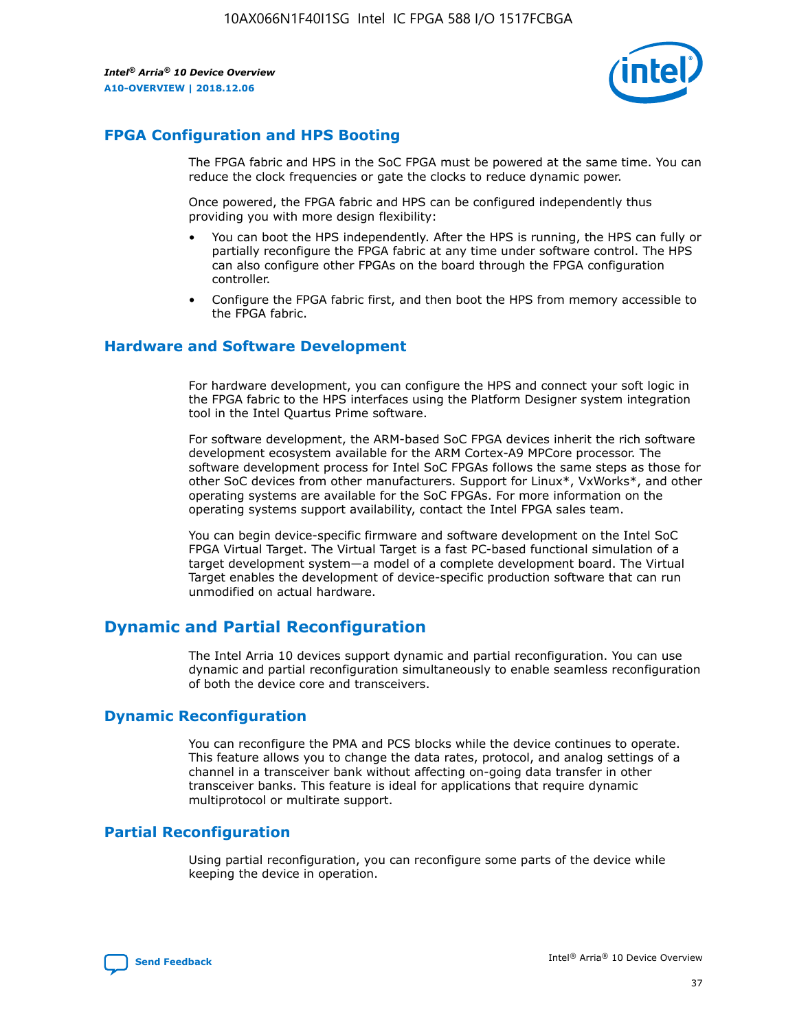## FPGA Configuration and HPS Booting

The FPGA fabric and HPS in the SoC FPGA must be powered at the same time. You can reduce the clock frequencies or gate the clocks to reduce dynamic power.

Once powered, the FPGA fabric and HPS can be configured independently thus providing you with more design flexibility:

- You can boot the HPS independently. After the HPS is running, the HPS can fully or partially reconfigure the FPGA fabric at any time under software control. The HPS can also configure other FPGAs on the board through the FPGA configuration controller.
- Configure the FPGA fabric first, and then boot the HPS from memory accessible to the FPGA fabric.

## Hardware and Software Development

For hardware development, you can configure the HPS and connect your soft logic in the FPGA fabric to the HPS interfaces using the Platform Designer system integration tool in the Intel Quartus Prime software.

For software development, the ARM-based SoC FPGA devices inherit the rich software development ecosystem available for the ARM Cortex-A9 MPCore processor. The software development process for Intel SoC FPGAs follows the same steps as those for other SoC devices from other manufacturers. Support for Linux*, VxWorks*, and other operating systems are available for the SoC FPGAs. For more information on the operating systems support availability, contact the Intel FPGA sales team.

You can begin device-specific firmware and software development on the Intel SoC FPGA Virtual Target. The Virtual Target is a fast PC-based functional simulation of a target development system—a model of a complete development board. The Virtual Target enables the development of device-specific production software that can run unmodified on actual hardware.

# Dynamic and Partial Reconfiguration

The Intel Arria 10 devices support dynamic and partial reconfiguration. You can use dynamic and partial reconfiguration simultaneously to enable seamless reconfiguration of both the device core and transceivers.

## Dynamic Reconfiguration

You can reconfigure the PMA and PCS blocks while the device continues to operate. This feature allows you to change the data rates, protocol, and analog settings of a channel in a transceiver bank without affecting on-going data transfer in other transceiver banks. This feature is ideal for applications that require dynamic multiprotocol or multirate support.

## Partial Reconfiguration

Using partial reconfiguration, you can reconfigure some parts of the device while keeping the device in operation.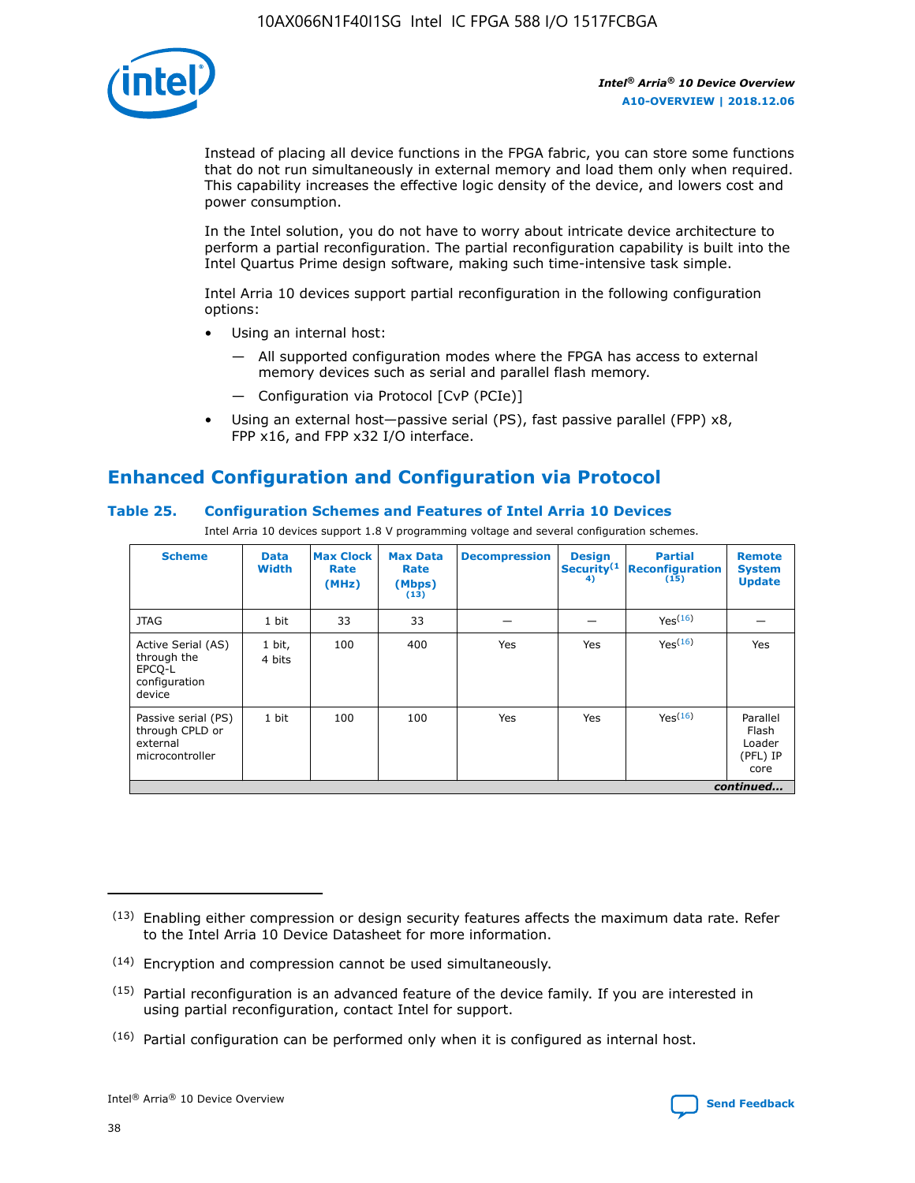Instead of placing all device functions in the FPGA fabric, you can store some functions that do not run simultaneously in external memory and load them only when required. This capability increases the effective logic density of the device, and lowers cost and power consumption.

In the Intel solution, you do not have to worry about intricate device architecture to perform a partial reconfiguration. The partial reconfiguration capability is built into the Intel Quartus Prime design software, making such time-intensive task simple.

Intel Arria 10 devices support partial reconfiguration in the following configuration options:

- Using an internal host:
  — All supported configuration modes where the FPGA has access to external memory devices such as serial and parallel flash memory.
  — Configuration via Protocol [CvP (PCIe)]
- Using an external host—passive serial (PS), fast passive parallel (FPP) x8, FPP x16, and FPP x32 I/O interface.

## Enhanced Configuration and Configuration via Protocol

### Table 25. Configuration Schemes and Features of Intel Arria 10 Devices

Intel Arria 10 devices support 1.8 V programming voltage and several configuration schemes.

| Scheme | Data Width | Max Clock Rate (MHz) | Max Data Rate (Mbps) (13) | Decompression | Design Security (14) | Partial Reconfiguration (15) | Remote System Update |
|---|---|---|---|---|---|---|---|
| JTAG | 1 bit | 33 | 33 | — | — | Yes(16) | — |
| Active Serial (AS) through the EPCQ-L configuration device | 1 bit, 4 bits | 100 | 400 | Yes | Yes | Yes(16) | Yes |
| Passive serial (PS) through CPLD or external microcontroller | 1 bit | 100 | 100 | Yes | Yes | Yes(16) | Parallel Flash Loader (PFL) IP core |

*continued...*

(13) Enabling either compression or design security features affects the maximum data rate. Refer to the Intel Arria 10 Device Datasheet for more information.

(14) Encryption and compression cannot be used simultaneously.

(15) Partial reconfiguration is an advanced feature of the device family. If you are interested in using partial reconfiguration, contact Intel for support.

(16) Partial configuration can be performed only when it is configured as internal host.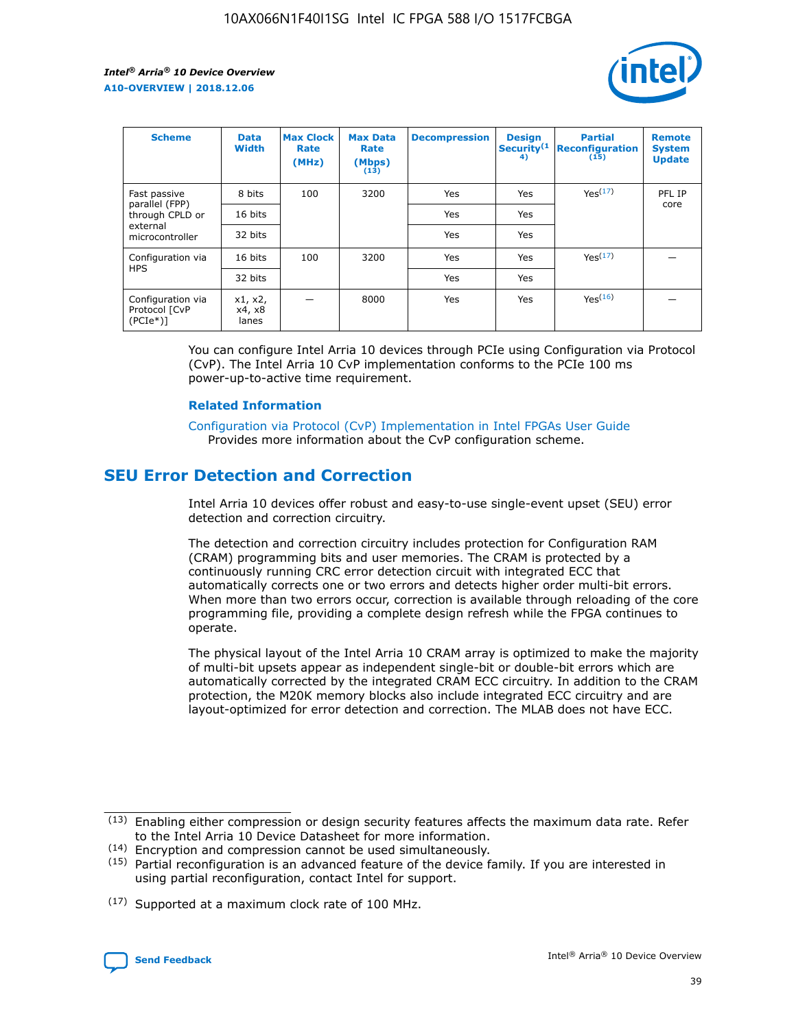| Scheme | Data Width | Max Clock Rate (MHz) | Max Data Rate (Mbps)(13) | Decompression | Design Security(14) | Partial Reconfiguration(15) | Remote System Update |
|---|---|---|---|---|---|---|---|
| Fast passive parallel (FPP) through CPLD or external microcontroller | 8 bits | 100 | 3200 | Yes | Yes | Yes(17) | PFL IP core |
| | 16 bits | | | Yes | Yes | | |
| | 32 bits | | | Yes | Yes | | |
| Configuration via HPS | 16 bits | 100 | 3200 | Yes | Yes | Yes(17) | — |
| | 32 bits | | | Yes | Yes | | |
| Configuration via Protocol [CvP (PCIe*)] | x1, x2, x4, x8 lanes | — | 8000 | Yes | Yes | Yes(16) | — |

You can configure Intel Arria 10 devices through PCIe using Configuration via Protocol (CvP). The Intel Arria 10 CvP implementation conforms to the PCIe 100 ms power-up-to-active time requirement.

### Related Information

Configuration via Protocol (CvP) Implementation in Intel FPGAs User Guide
Provides more information about the CvP configuration scheme.

## SEU Error Detection and Correction

Intel Arria 10 devices offer robust and easy-to-use single-event upset (SEU) error detection and correction circuitry.

The detection and correction circuitry includes protection for Configuration RAM (CRAM) programming bits and user memories. The CRAM is protected by a continuously running CRC error detection circuit with integrated ECC that automatically corrects one or two errors and detects higher order multi-bit errors. When more than two errors occur, correction is available through reloading of the core programming file, providing a complete design refresh while the FPGA continues to operate.

The physical layout of the Intel Arria 10 CRAM array is optimized to make the majority of multi-bit upsets appear as independent single-bit or double-bit errors which are automatically corrected by the integrated CRAM ECC circuitry. In addition to the CRAM protection, the M20K memory blocks also include integrated ECC circuitry and are layout-optimized for error detection and correction. The MLAB does not have ECC.

(13) Enabling either compression or design security features affects the maximum data rate. Refer to the Intel Arria 10 Device Datasheet for more information.

(14) Encryption and compression cannot be used simultaneously.

(15) Partial reconfiguration is an advanced feature of the device family. If you are interested in using partial reconfiguration, contact Intel for support.

(17) Supported at a maximum clock rate of 100 MHz.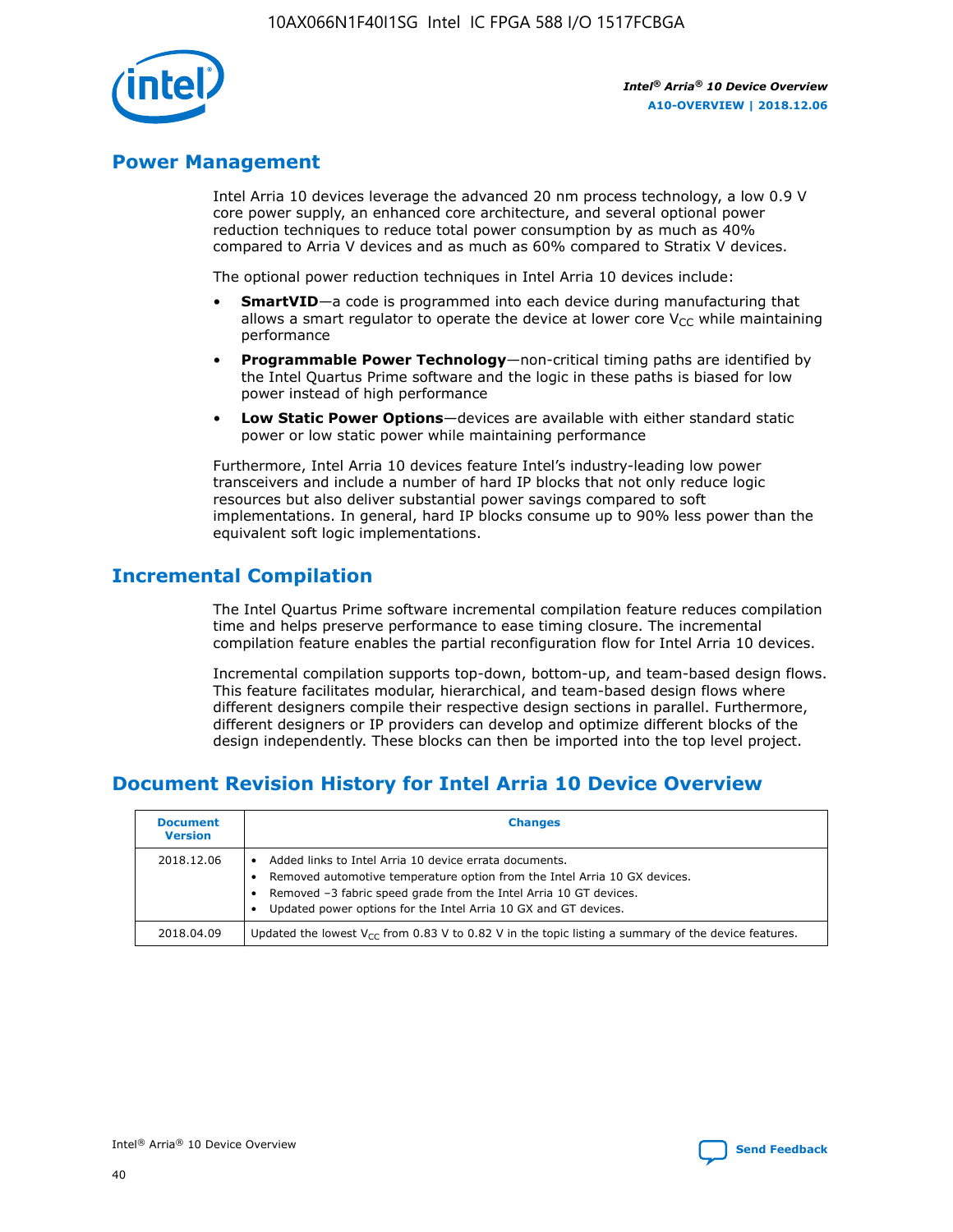## Power Management

Intel Arria 10 devices leverage the advanced 20 nm process technology, a low 0.9 V core power supply, an enhanced core architecture, and several optional power reduction techniques to reduce total power consumption by as much as 40% compared to Arria V devices and as much as 60% compared to Stratix V devices.

The optional power reduction techniques in Intel Arria 10 devices include:

- **SmartVID**—a code is programmed into each device during manufacturing that allows a smart regulator to operate the device at lower core $V_{CC}$ while maintaining performance
- **Programmable Power Technology**—non-critical timing paths are identified by the Intel Quartus Prime software and the logic in these paths is biased for low power instead of high performance
- **Low Static Power Options**—devices are available with either standard static power or low static power while maintaining performance

Furthermore, Intel Arria 10 devices feature Intel's industry-leading low power transceivers and include a number of hard IP blocks that not only reduce logic resources but also deliver substantial power savings compared to soft implementations. In general, hard IP blocks consume up to 90% less power than the equivalent soft logic implementations.

## Incremental Compilation

The Intel Quartus Prime software incremental compilation feature reduces compilation time and helps preserve performance to ease timing closure. The incremental compilation feature enables the partial reconfiguration flow for Intel Arria 10 devices.

Incremental compilation supports top-down, bottom-up, and team-based design flows. This feature facilitates modular, hierarchical, and team-based design flows where different designers compile their respective design sections in parallel. Furthermore, different designers or IP providers can develop and optimize different blocks of the design independently. These blocks can then be imported into the top level project.

## Document Revision History for Intel Arria 10 Device Overview

| Document Version | Changes |
|---|---|
| 2018.12.06 | • Added links to Intel Arria 10 device errata documents.<br>• Removed automotive temperature option from the Intel Arria 10 GX devices.<br>• Removed –3 fabric speed grade from the Intel Arria 10 GT devices.<br>• Updated power options for the Intel Arria 10 GX and GT devices. |
| 2018.04.09 | Updated the lowest $V_{CC}$ from 0.83 V to 0.82 V in the topic listing a summary of the device features. |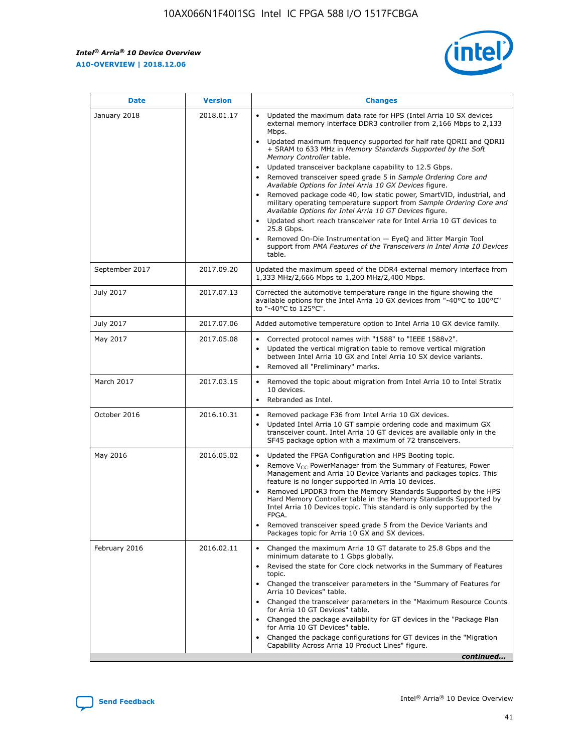| Date | Version | Changes |
| --- | --- | --- |
| January 2018 | 2018.01.17 | • Updated the maximum data rate for HPS (Intel Arria 10 SX devices external memory interface DDR3 controller from 2,166 Mbps to 2,133 Mbps.<br>• Updated maximum frequency supported for half rate QDRII and QDRII + SRAM to 633 MHz in *Memory Standards Supported by the Soft Memory Controller* table.<br>• Updated transceiver backplane capability to 12.5 Gbps.<br>• Removed transceiver speed grade 5 in *Sample Ordering Core and Available Options for Intel Arria 10 GX Devices* figure.<br>• Removed package code 40, low static power, SmartVID, industrial, and military operating temperature support from *Sample Ordering Core and Available Options for Intel Arria 10 GT Devices* figure.<br>• Updated short reach transceiver rate for Intel Arria 10 GT devices to 25.8 Gbps.<br>• Removed On-Die Instrumentation — EyeQ and Jitter Margin Tool support from *PMA Features of the Transceivers in Intel Arria 10 Devices* table. |
| September 2017 | 2017.09.20 | Updated the maximum speed of the DDR4 external memory interface from 1,333 MHz/2,666 Mbps to 1,200 MHz/2,400 Mbps. |
| July 2017 | 2017.07.13 | Corrected the automotive temperature range in the figure showing the available options for the Intel Arria 10 GX devices from "-40°C to 100°C" to "-40°C to 125°C". |
| July 2017 | 2017.07.06 | Added automotive temperature option to Intel Arria 10 GX device family. |
| May 2017 | 2017.05.08 | • Corrected protocol names with "1588" to "IEEE 1588v2".<br>• Updated the vertical migration table to remove vertical migration between Intel Arria 10 GX and Intel Arria 10 SX device variants.<br>• Removed all "Preliminary" marks. |
| March 2017 | 2017.03.15 | • Removed the topic about migration from Intel Arria 10 to Intel Stratix 10 devices.<br>• Rebranded as Intel. |
| October 2016 | 2016.10.31 | • Removed package F36 from Intel Arria 10 GX devices.<br>• Updated Intel Arria 10 GT sample ordering code and maximum GX transceiver count. Intel Arria 10 GT devices are available only in the SF45 package option with a maximum of 72 transceivers. |
| May 2016 | 2016.05.02 | • Updated the FPGA Configuration and HPS Booting topic.<br>• Remove $V_{CC}$ PowerManager from the Summary of Features, Power Management and Arria 10 Device Variants and packages topics. This feature is no longer supported in Arria 10 devices.<br>• Removed LPDDR3 from the Memory Standards Supported by the HPS Hard Memory Controller table in the Memory Standards Supported by Intel Arria 10 Devices topic. This standard is only supported by the FPGA.<br>• Removed transceiver speed grade 5 from the Device Variants and Packages topic for Arria 10 GX and SX devices. |
| February 2016 | 2016.02.11 | • Changed the maximum Arria 10 GT datarate to 25.8 Gbps and the minimum datarate to 1 Gbps globally.<br>• Revised the state for Core clock networks in the Summary of Features topic.<br>• Changed the transceiver parameters in the "Summary of Features for Arria 10 Devices" table.<br>• Changed the transceiver parameters in the "Maximum Resource Counts for Arria 10 GT Devices" table.<br>• Changed the package availability for GT devices in the "Package Plan for Arria 10 GT Devices" table.<br>• Changed the package configurations for GT devices in the "Migration Capability Across Arria 10 Product Lines" figure. |

*continued...*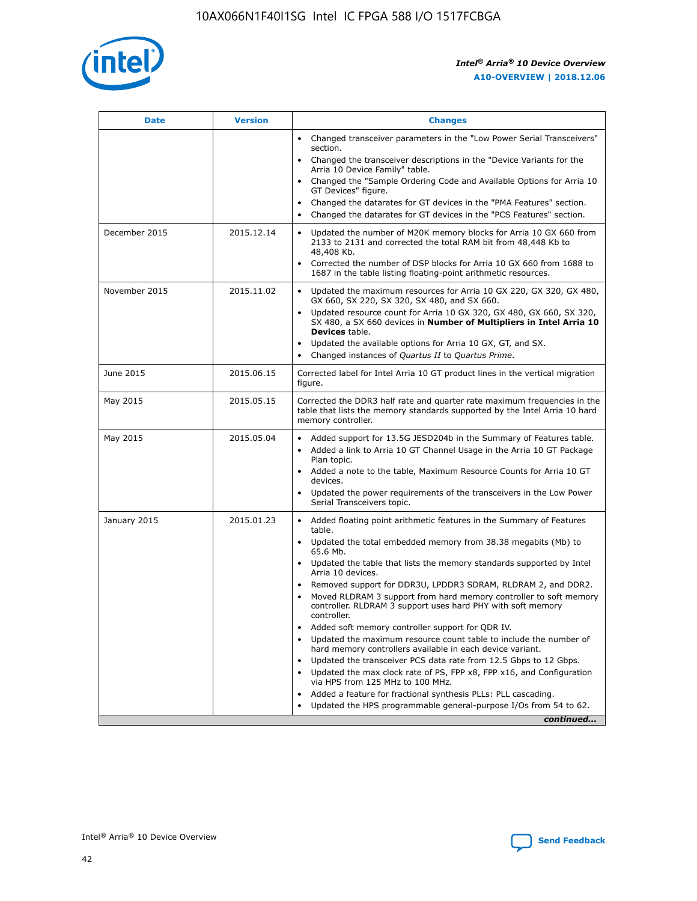| Date | Version | Changes |
| --- | --- | --- |
| | | • Changed transceiver parameters in the "Low Power Serial Transceivers" section.<br>• Changed the transceiver descriptions in the "Device Variants for the Arria 10 Device Family" table.<br>• Changed the "Sample Ordering Code and Available Options for Arria 10 GT Devices" figure.<br>• Changed the datarates for GT devices in the "PMA Features" section.<br>• Changed the datarates for GT devices in the "PCS Features" section. |
| December 2015 | 2015.12.14 | • Updated the number of M20K memory blocks for Arria 10 GX 660 from 2133 to 2131 and corrected the total RAM bit from 48,448 Kb to 48,408 Kb.<br>• Corrected the number of DSP blocks for Arria 10 GX 660 from 1688 to 1687 in the table listing floating-point arithmetic resources. |
| November 2015 | 2015.11.02 | • Updated the maximum resources for Arria 10 GX 220, GX 320, GX 480, GX 660, SX 220, SX 320, SX 480, and SX 660.<br>• Updated resource count for Arria 10 GX 320, GX 480, GX 660, SX 320, SX 480, a SX 660 devices in **Number of Multipliers in Intel Arria 10 Devices** table.<br>• Updated the available options for Arria 10 GX, GT, and SX.<br>• Changed instances of *Quartus II* to *Quartus Prime*. |
| June 2015 | 2015.06.15 | Corrected label for Intel Arria 10 GT product lines in the vertical migration figure. |
| May 2015 | 2015.05.15 | Corrected the DDR3 half rate and quarter rate maximum frequencies in the table that lists the memory standards supported by the Intel Arria 10 hard memory controller. |
| May 2015 | 2015.05.04 | • Added support for 13.5G JESD204b in the Summary of Features table.<br>• Added a link to Arria 10 GT Channel Usage in the Arria 10 GT Package Plan topic.<br>• Added a note to the table, Maximum Resource Counts for Arria 10 GT devices.<br>• Updated the power requirements of the transceivers in the Low Power Serial Transceivers topic. |
| January 2015 | 2015.01.23 | • Added floating point arithmetic features in the Summary of Features table.<br>• Updated the total embedded memory from 38.38 megabits (Mb) to 65.6 Mb.<br>• Updated the table that lists the memory standards supported by Intel Arria 10 devices.<br>• Removed support for DDR3U, LPDDR3 SDRAM, RLDRAM 2, and DDR2.<br>• Moved RLDRAM 3 support from hard memory controller to soft memory controller. RLDRAM 3 support uses hard PHY with soft memory controller.<br>• Added soft memory controller support for QDR IV.<br>• Updated the maximum resource count table to include the number of hard memory controllers available in each device variant.<br>• Updated the transceiver PCS data rate from 12.5 Gbps to 12 Gbps.<br>• Updated the max clock rate of PS, FPP x8, FPP x16, and Configuration via HPS from 125 MHz to 100 MHz.<br>• Added a feature for fractional synthesis PLLs: PLL cascading.<br>• Updated the HPS programmable general-purpose I/Os from 54 to 62. |

*continued...*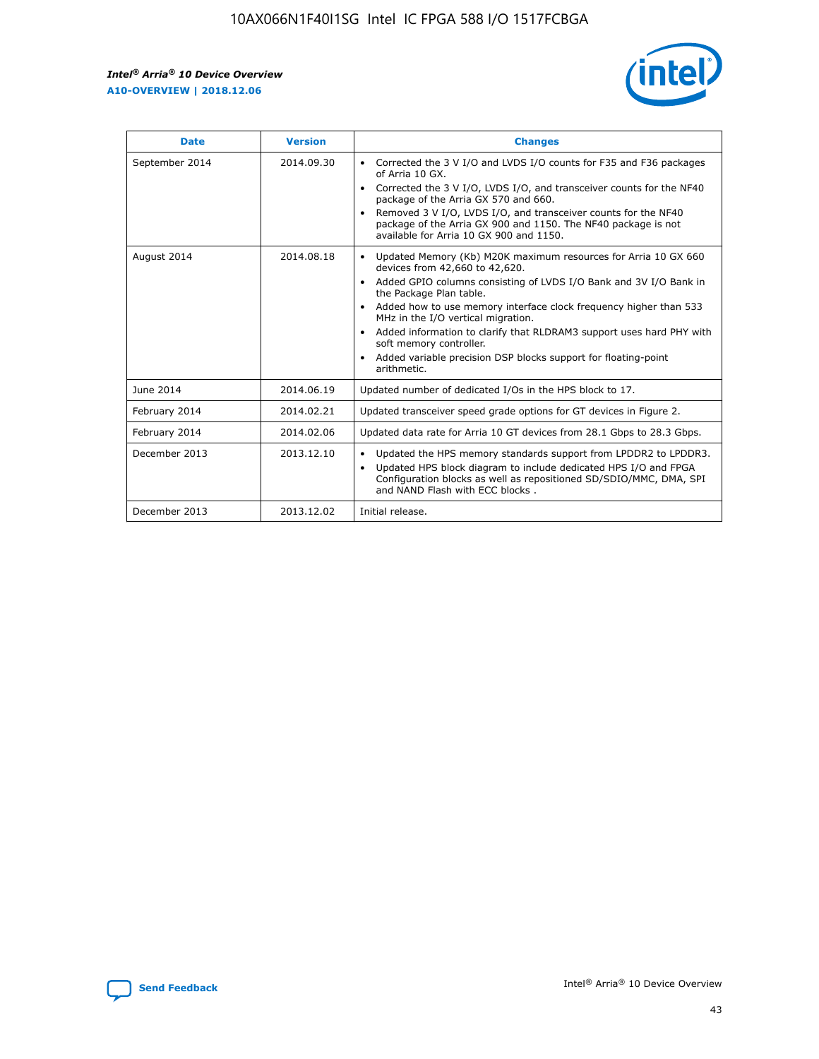| Date | Version | Changes |
| --- | --- | --- |
| September 2014 | 2014.09.30 | • Corrected the 3 V I/O and LVDS I/O counts for F35 and F36 packages of Arria 10 GX.<br>• Corrected the 3 V I/O, LVDS I/O, and transceiver counts for the NF40 package of the Arria GX 570 and 660.<br>• Removed 3 V I/O, LVDS I/O, and transceiver counts for the NF40 package of the Arria GX 900 and 1150. The NF40 package is not available for Arria 10 GX 900 and 1150. |
| August 2014 | 2014.08.18 | • Updated Memory (Kb) M20K maximum resources for Arria 10 GX 660 devices from 42,660 to 42,620.<br>• Added GPIO columns consisting of LVDS I/O Bank and 3V I/O Bank in the Package Plan table.<br>• Added how to use memory interface clock frequency higher than 533 MHz in the I/O vertical migration.<br>• Added information to clarify that RLDRAM3 support uses hard PHY with soft memory controller.<br>• Added variable precision DSP blocks support for floating-point arithmetic. |
| June 2014 | 2014.06.19 | Updated number of dedicated I/Os in the HPS block to 17. |
| February 2014 | 2014.02.21 | Updated transceiver speed grade options for GT devices in Figure 2. |
| February 2014 | 2014.02.06 | Updated data rate for Arria 10 GT devices from 28.1 Gbps to 28.3 Gbps. |
| December 2013 | 2013.12.10 | • Updated the HPS memory standards support from LPDDR2 to LPDDR3.<br>• Updated HPS block diagram to include dedicated HPS I/O and FPGA Configuration blocks as well as repositioned SD/SDIO/MMC, DMA, SPI and NAND Flash with ECC blocks . |
| December 2013 | 2013.12.02 | Initial release. |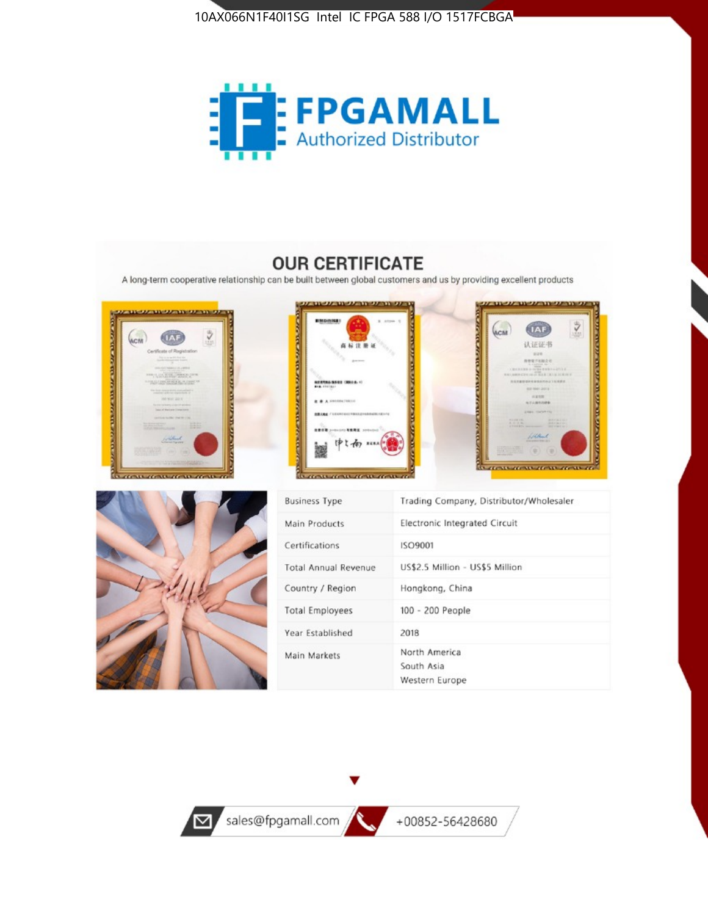FPGAMALL
Authorized Distributor

## OUR CERTIFICATE

A long-term cooperative relationship can be built between global customers and us by providing excellent products

| | |
|---|---|
| Business Type | Trading Company, Distributor/Wholesaler |
| Main Products | Electronic Integrated Circuit |
| Certifications | ISO9001 |
| Total Annual Revenue | US$2.5 Million - US$5 Million |
| Country / Region | Hongkong, China |
| Total Employees | 100 - 200 People |
| Year Established | 2018 |
| Main Markets | North America<br>South Asia<br>Western Europe |

sales@fpgamall.com

+00852-56428680